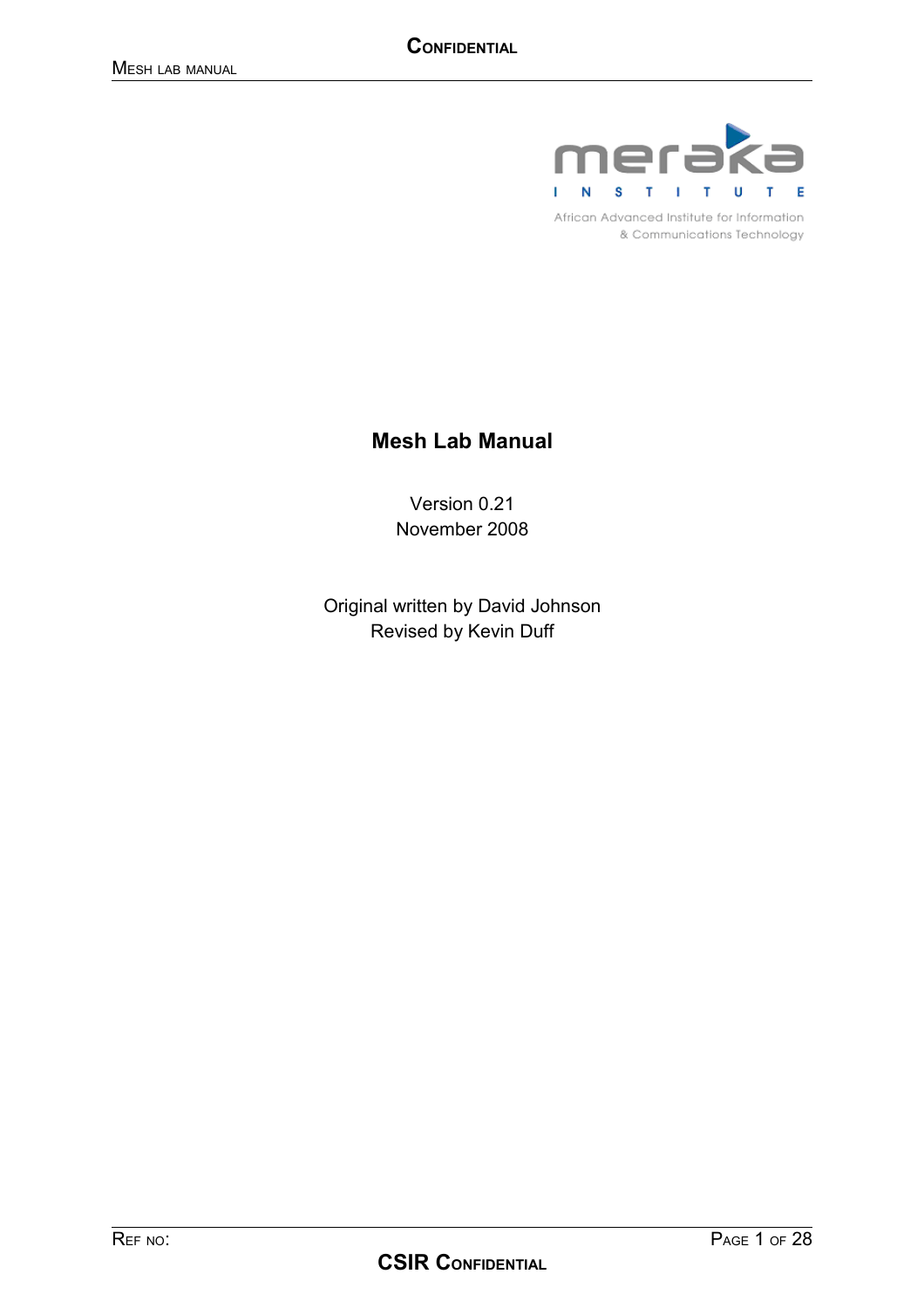meraka INSTITUTE

African Advanced Institute for Information & Communications Technology

# Mesh Lab Manual

Version 0.21
November 2008

Original written by David Johnson
Revised by Kevin Duff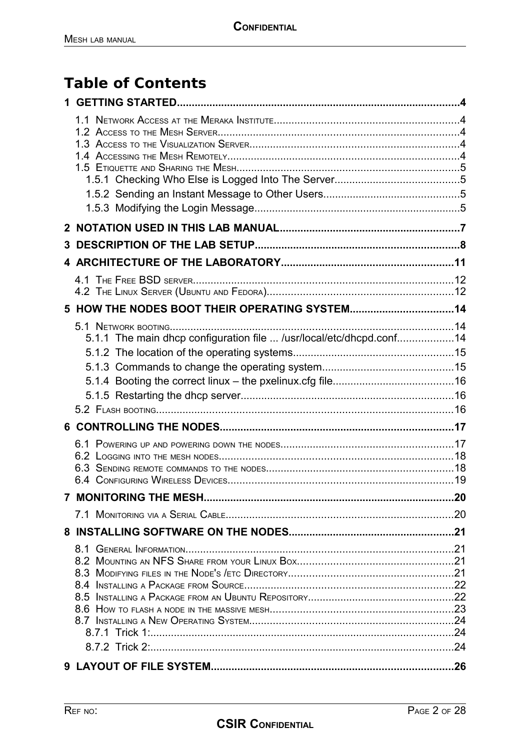# Table of Contents

**1 GETTING STARTED....................................................................................4**

- 1.1 Network Access at the Meraka Institute.............................................................4
- 1.2 Access to the Mesh Server.................................................................................4
- 1.3 Access to the Visualization Server......................................................................4
- 1.4 Accessing the Mesh Remotely.............................................................................4
- 1.5 Etiquette and Sharing the Mesh..........................................................................5
  - 1.5.1 Checking Who Else is Logged Into The Server..........................................5
  - 1.5.2 Sending an Instant Message to Other Users.............................................5
  - 1.5.3 Modifying the Login Message.....................................................................5

**2 NOTATION USED IN THIS LAB MANUAL............................................................7**

**3 DESCRIPTION OF THE LAB SETUP....................................................................8**

**4 ARCHITECTURE OF THE LABORATORY...........................................................11**

- 4.1 The Free BSD server........................................................................................12
- 4.2 The Linux Server (Ubuntu and Fedora)..............................................................12

**5 HOW THE NODES BOOT THEIR OPERATING SYSTEM...................................14**

- 5.1 Network booting..............................................................................................14
  - 5.1.1 The main dhcp configuration file ... /usr/local/etc/dhcpd.conf...................14
  - 5.1.2 The location of the operating systems......................................................15
  - 5.1.3 Commands to change the operating system............................................15
  - 5.1.4 Booting the correct linux – the pxelinux.cfg file.........................................16
  - 5.1.5 Restarting the dhcp server.......................................................................16
- 5.2 Flash booting...................................................................................................16

**6 CONTROLLING THE NODES..............................................................................17**

- 6.1 Powering up and powering down the nodes.........................................................17
- 6.2 Logging into the mesh nodes.............................................................................18
- 6.3 Sending remote commands to the nodes..............................................................18
- 6.4 Configuring Wireless Devices............................................................................19

**7 MONITORING THE MESH...................................................................................20**

- 7.1 Monitoring via a Serial Cable............................................................................20

**8 INSTALLING SOFTWARE ON THE NODES.......................................................21**

- 8.1 General Information..........................................................................................21
- 8.2 Mounting an NFS Share from your Linux Box....................................................21
- 8.3 Modifying files in the Node's /etc Directory.......................................................21
- 8.4 Installing a Package from Source......................................................................22
- 8.5 Installing a Package from an Ubuntu Repository................................................22
- 8.6 How to flash a node in the massive mesh............................................................23
- 8.7 Installing a New Operating System....................................................................24
  - 8.7.1 Trick 1:......................................................................................................24
  - 8.7.2 Trick 2:......................................................................................................24

**9 LAYOUT OF FILE SYSTEM.................................................................................26**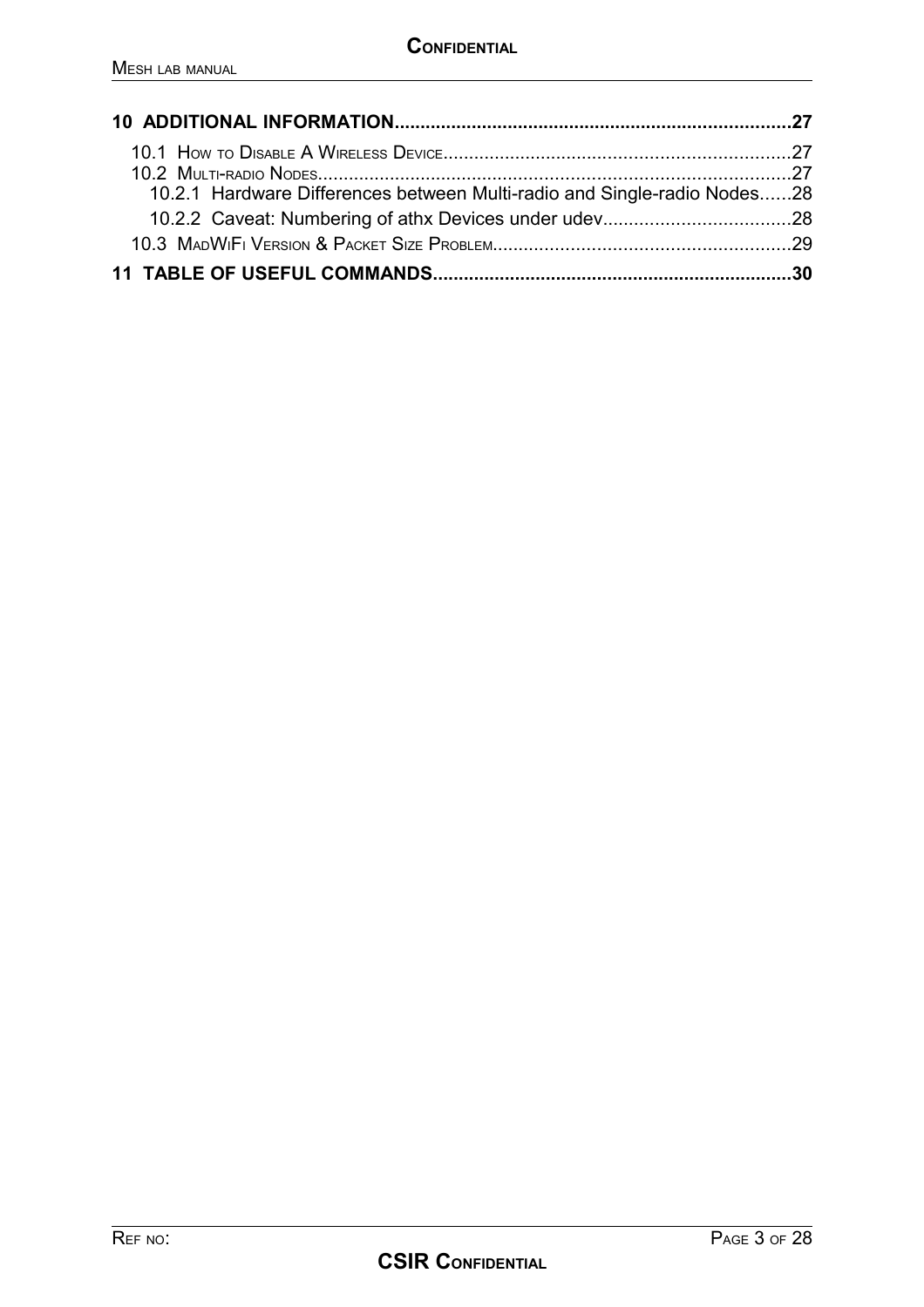**10 ADDITIONAL INFORMATION....................................................................................27**

10.1 How to Disable A Wireless Device..................................................................27

10.2 Multi-radio Nodes.........................................................................................27

10.2.1 Hardware Differences between Multi-radio and Single-radio Nodes......28

10.2.2 Caveat: Numbering of athx Devices under udev....................................28

10.3 MadWiFi Version & Packet Size Problem.........................................................29

**11 TABLE OF USEFUL COMMANDS.....................................................................30**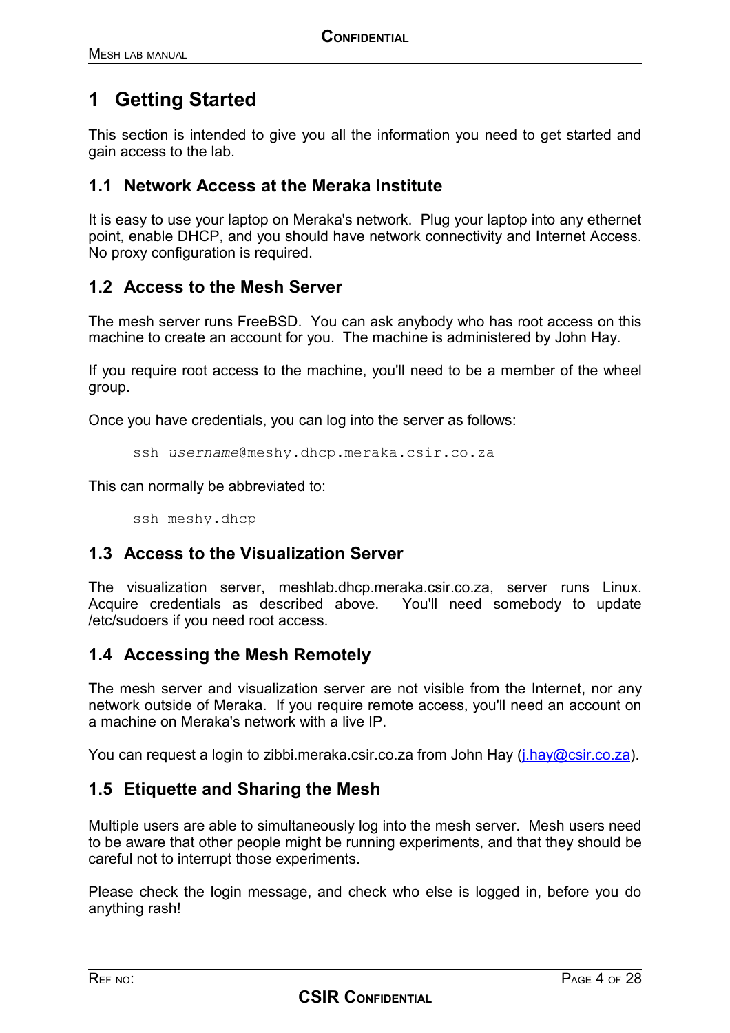# 1 Getting Started

This section is intended to give you all the information you need to get started and gain access to the lab.

## 1.1 Network Access at the Meraka Institute

It is easy to use your laptop on Meraka's network. Plug your laptop into any ethernet point, enable DHCP, and you should have network connectivity and Internet Access. No proxy configuration is required.

## 1.2 Access to the Mesh Server

The mesh server runs FreeBSD. You can ask anybody who has root access on this machine to create an account for you. The machine is administered by John Hay.

If you require root access to the machine, you'll need to be a member of the wheel group.

Once you have credentials, you can log into the server as follows:

```
ssh username@meshy.dhcp.meraka.csir.co.za
```

This can normally be abbreviated to:

```
ssh meshy.dhcp
```

## 1.3 Access to the Visualization Server

The visualization server, meshlab.dhcp.meraka.csir.co.za, server runs Linux. Acquire credentials as described above. You'll need somebody to update /etc/sudoers if you need root access.

## 1.4 Accessing the Mesh Remotely

The mesh server and visualization server are not visible from the Internet, nor any network outside of Meraka. If you require remote access, you'll need an account on a machine on Meraka's network with a live IP.

You can request a login to zibbi.meraka.csir.co.za from John Hay (j.hay@csir.co.za).

## 1.5 Etiquette and Sharing the Mesh

Multiple users are able to simultaneously log into the mesh server. Mesh users need to be aware that other people might be running experiments, and that they should be careful not to interrupt those experiments.

Please check the login message, and check who else is logged in, before you do anything rash!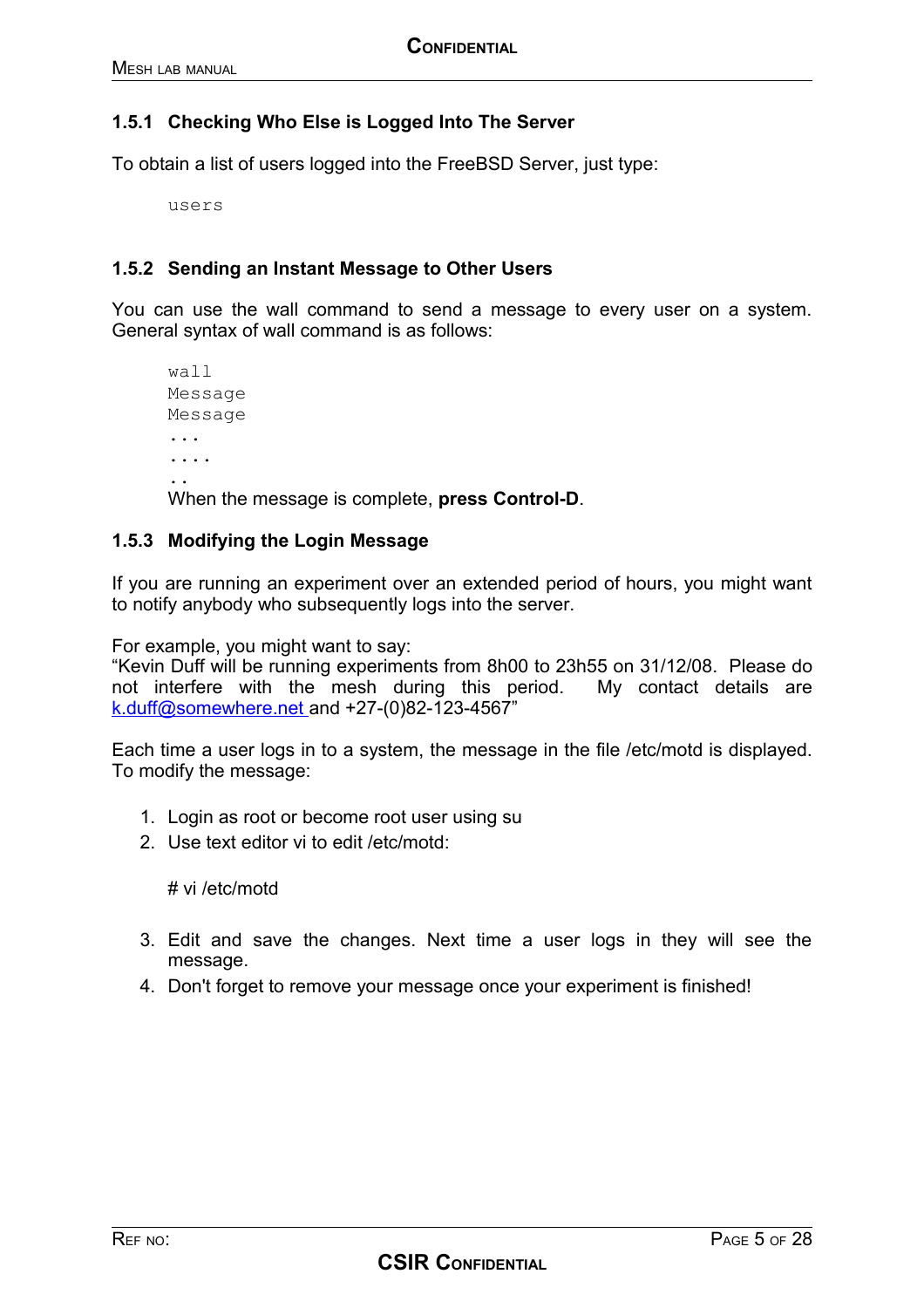### 1.5.1 Checking Who Else is Logged Into The Server

To obtain a list of users logged into the FreeBSD Server, just type:

```
users
```

### 1.5.2 Sending an Instant Message to Other Users

You can use the wall command to send a message to every user on a system. General syntax of wall command is as follows:

```
wall
Message
Message
...
....
..
```

When the message is complete, **press Control-D**.

### 1.5.3 Modifying the Login Message

If you are running an experiment over an extended period of hours, you might want to notify anybody who subsequently logs into the server.

For example, you might want to say:
"Kevin Duff will be running experiments from 8h00 to 23h55 on 31/12/08. Please do not interfere with the mesh during this period. My contact details are k.duff@somewhere.net and +27-(0)82-123-4567"

Each time a user logs in to a system, the message in the file /etc/motd is displayed. To modify the message:

1. Login as root or become root user using su
2. Use text editor vi to edit /etc/motd:

   ```
   # vi /etc/motd
   ```

3. Edit and save the changes. Next time a user logs in they will see the message.
4. Don't forget to remove your message once your experiment is finished!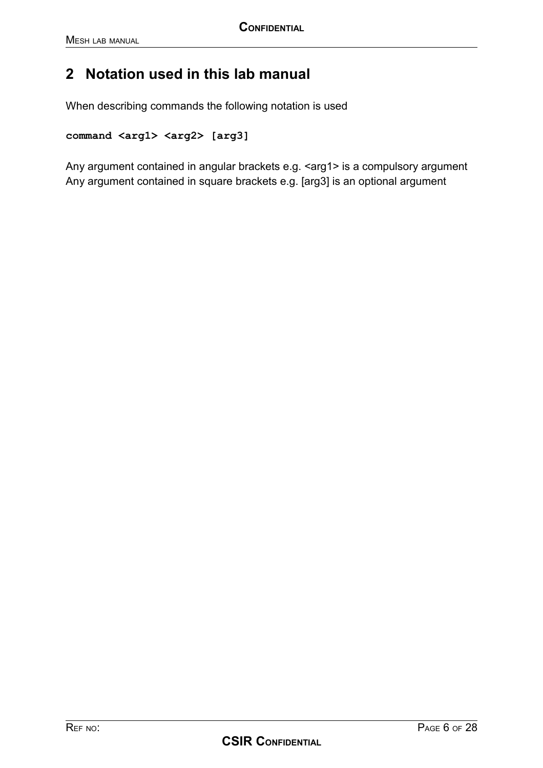# 2 Notation used in this lab manual

When describing commands the following notation is used

```
command <arg1> <arg2> [arg3]
```

Any argument contained in angular brackets e.g. <arg1> is a compulsory argument
Any argument contained in square brackets e.g. [arg3] is an optional argument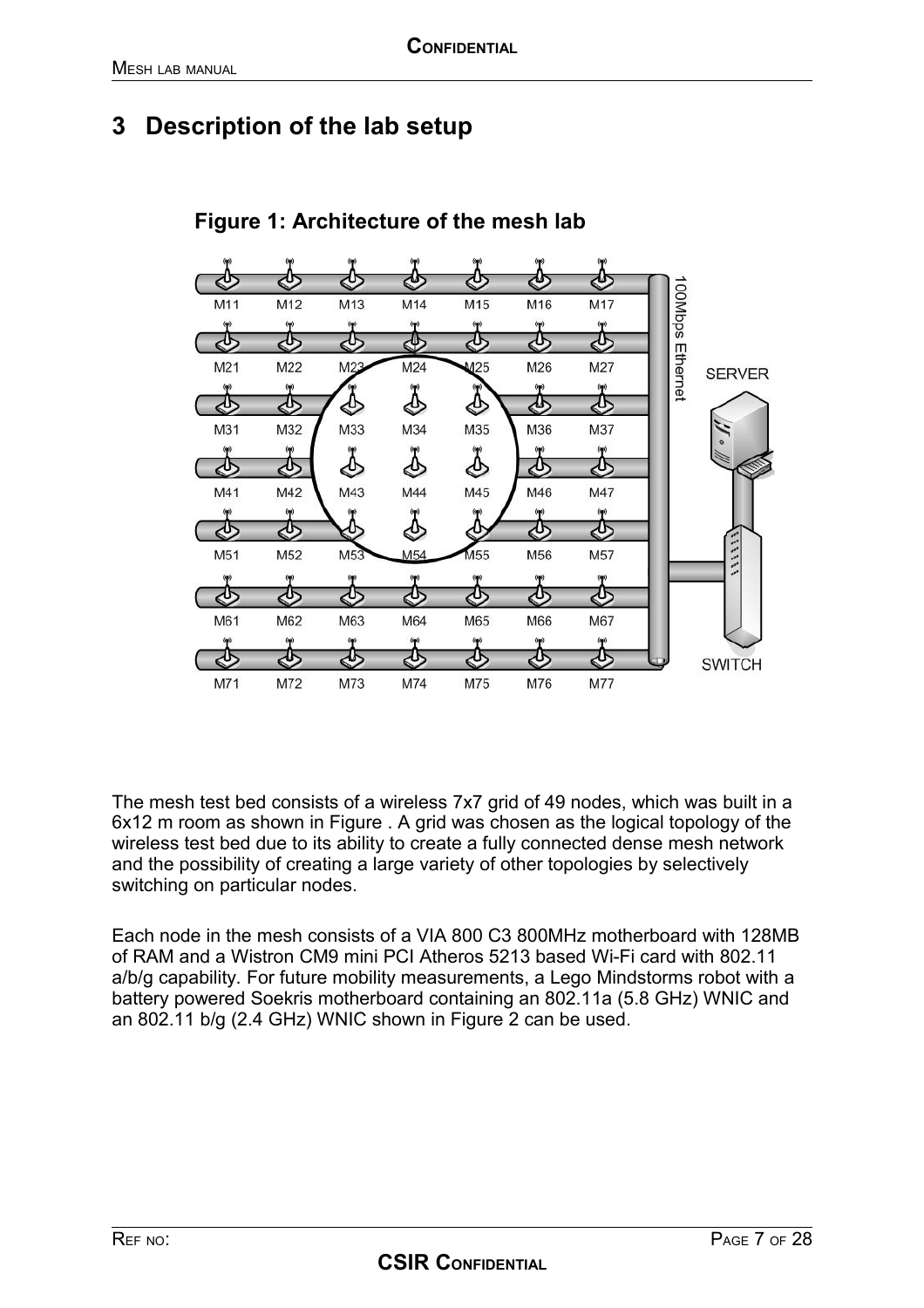# 3 Description of the lab setup

**Figure 1: Architecture of the mesh lab**

The mesh test bed consists of a wireless 7x7 grid of 49 nodes, which was built in a 6x12 m room as shown in Figure . A grid was chosen as the logical topology of the wireless test bed due to its ability to create a fully connected dense mesh network and the possibility of creating a large variety of other topologies by selectively switching on particular nodes.

Each node in the mesh consists of a VIA 800 C3 800MHz motherboard with 128MB of RAM and a Wistron CM9 mini PCI Atheros 5213 based Wi-Fi card with 802.11 a/b/g capability. For future mobility measurements, a Lego Mindstorms robot with a battery powered Soekris motherboard containing an 802.11a (5.8 GHz) WNIC and an 802.11 b/g (2.4 GHz) WNIC shown in Figure 2 can be used.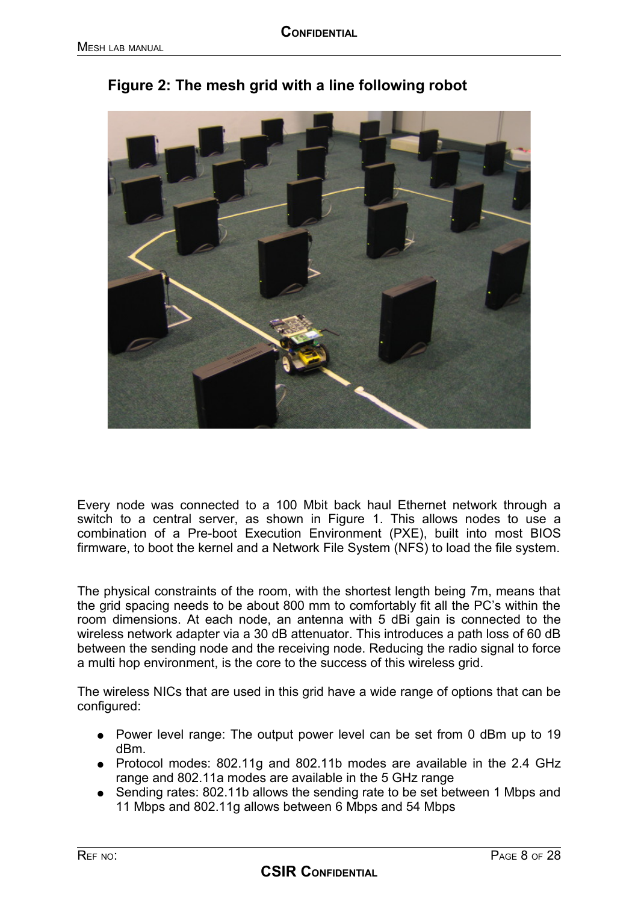**Figure 2: The mesh grid with a line following robot**

Every node was connected to a 100 Mbit back haul Ethernet network through a switch to a central server, as shown in Figure 1. This allows nodes to use a combination of a Pre-boot Execution Environment (PXE), built into most BIOS firmware, to boot the kernel and a Network File System (NFS) to load the file system.

The physical constraints of the room, with the shortest length being 7m, means that the grid spacing needs to be about 800 mm to comfortably fit all the PC's within the room dimensions. At each node, an antenna with 5 dBi gain is connected to the wireless network adapter via a 30 dB attenuator. This introduces a path loss of 60 dB between the sending node and the receiving node. Reducing the radio signal to force a multi hop environment, is the core to the success of this wireless grid.

The wireless NICs that are used in this grid have a wide range of options that can be configured:

- Power level range: The output power level can be set from 0 dBm up to 19 dBm.
- Protocol modes: 802.11g and 802.11b modes are available in the 2.4 GHz range and 802.11a modes are available in the 5 GHz range
- Sending rates: 802.11b allows the sending rate to be set between 1 Mbps and 11 Mbps and 802.11g allows between 6 Mbps and 54 Mbps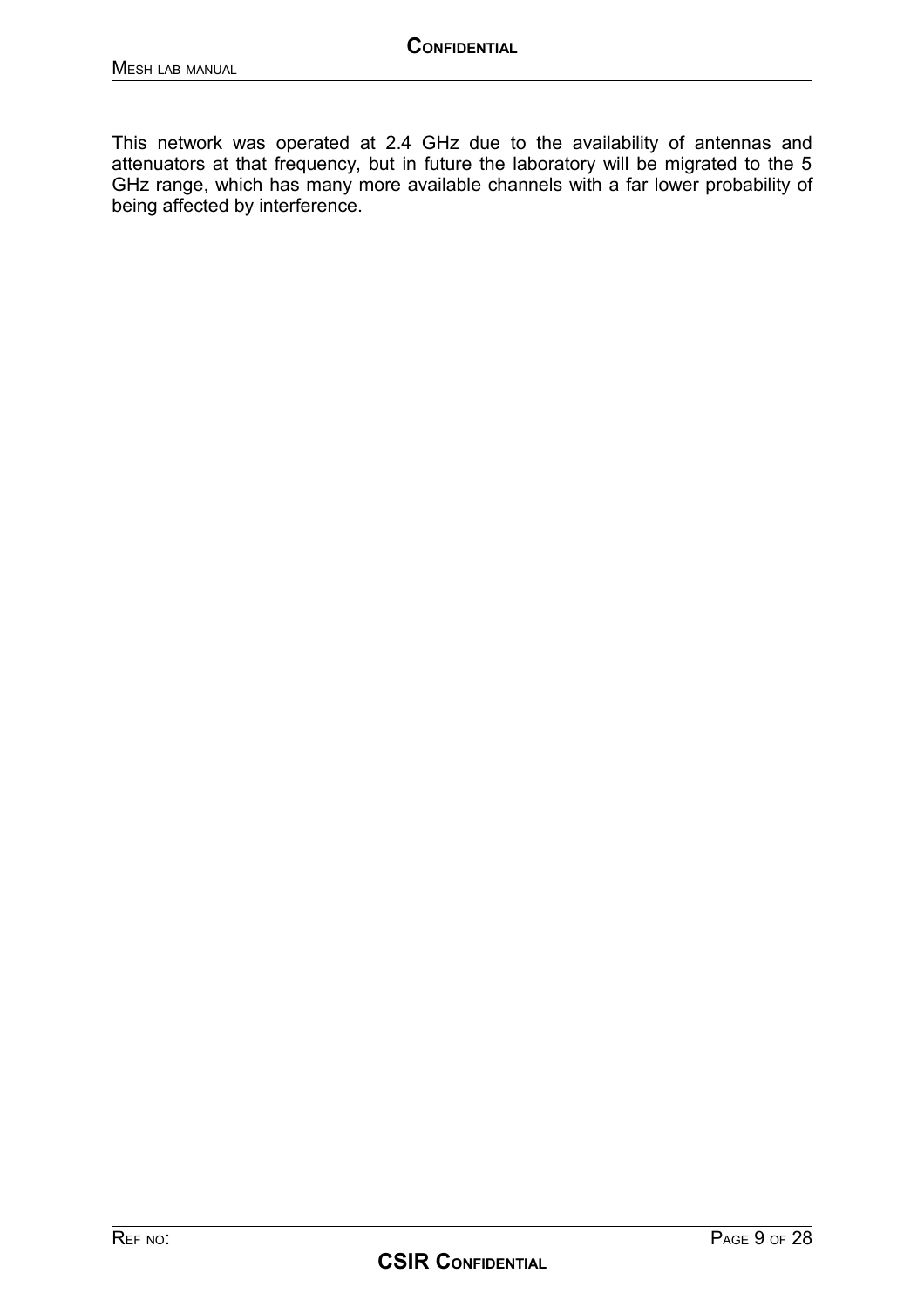This network was operated at 2.4 GHz due to the availability of antennas and attenuators at that frequency, but in future the laboratory will be migrated to the 5 GHz range, which has many more available channels with a far lower probability of being affected by interference.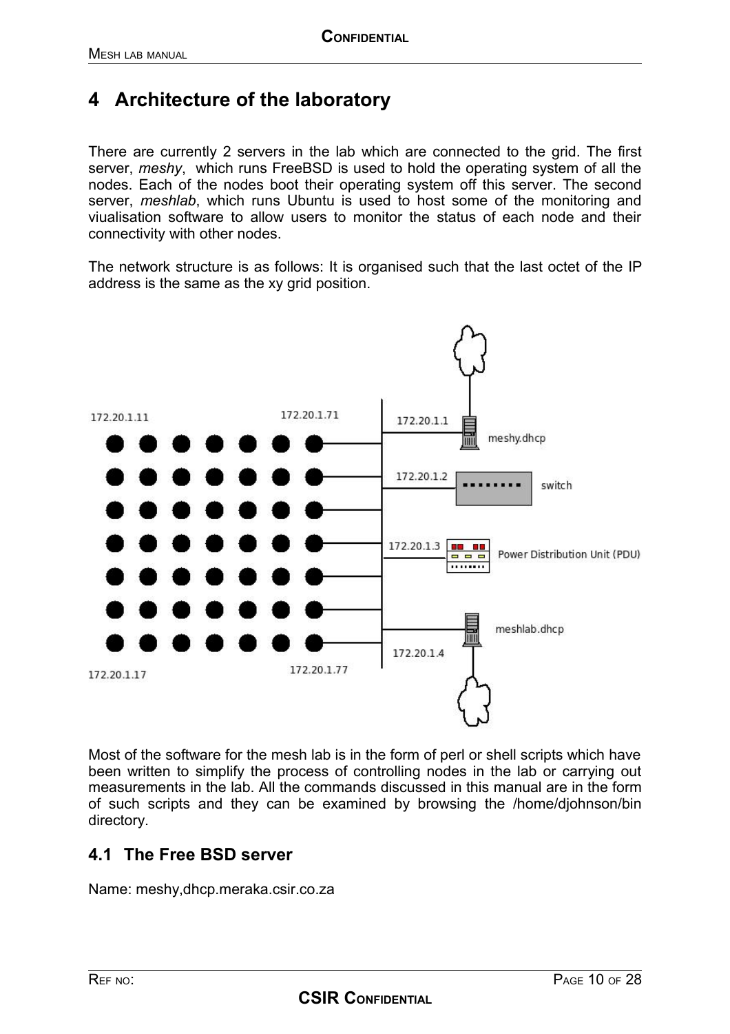# 4 Architecture of the laboratory

There are currently 2 servers in the lab which are connected to the grid. The first server, *meshy*, which runs FreeBSD is used to hold the operating system of all the nodes. Each of the nodes boot their operating system off this server. The second server, *meshlab*, which runs Ubuntu is used to host some of the monitoring and viualisation software to allow users to monitor the status of each node and their connectivity with other nodes.

The network structure is as follows: It is organised such that the last octet of the IP address is the same as the xy grid position.

Most of the software for the mesh lab is in the form of perl or shell scripts which have been written to simplify the process of controlling nodes in the lab or carrying out measurements in the lab. All the commands discussed in this manual are in the form of such scripts and they can be examined by browsing the /home/djohnson/bin directory.

## 4.1 The Free BSD server

Name: meshy,dhcp.meraka.csir.co.za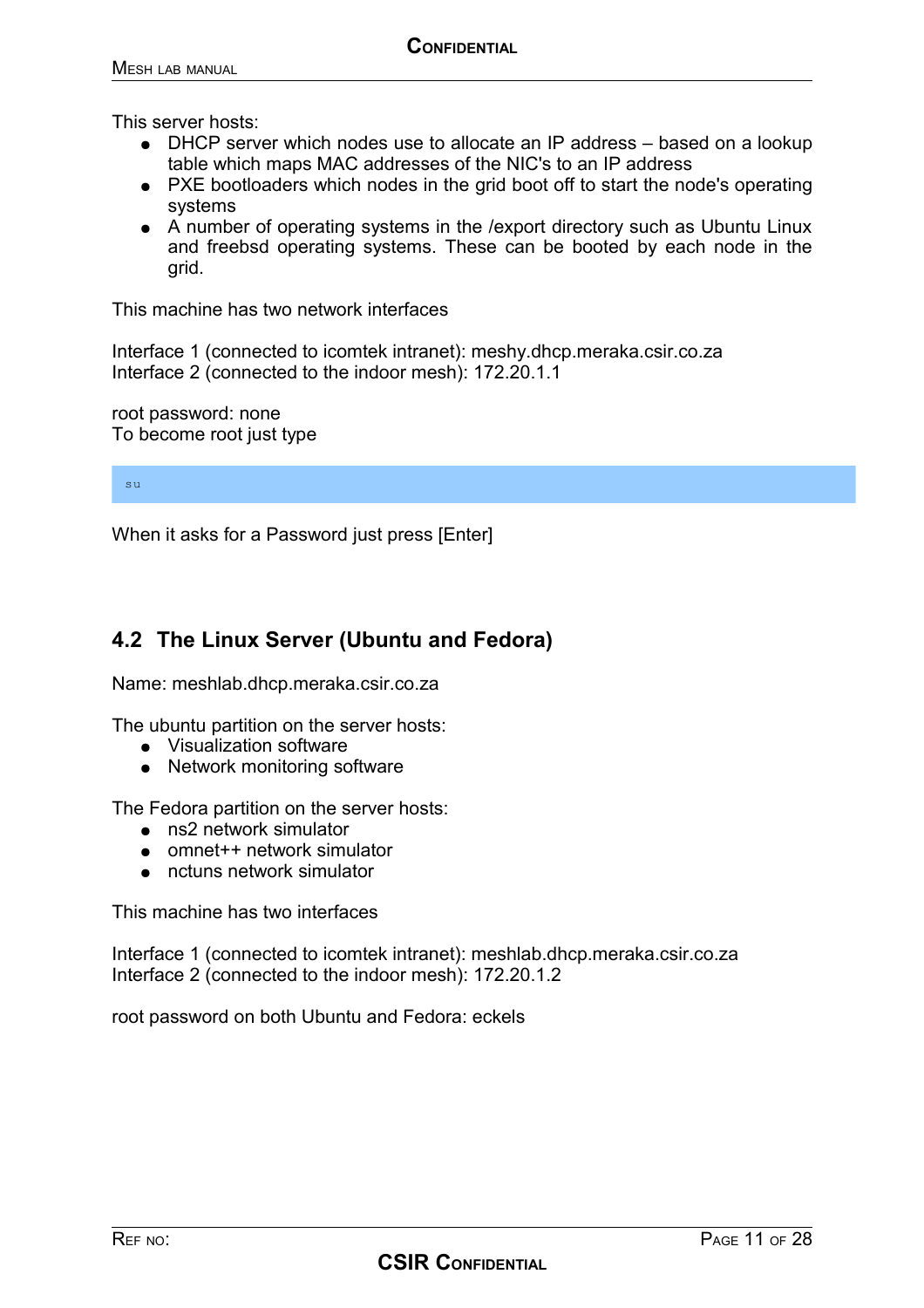This server hosts:

- DHCP server which nodes use to allocate an IP address – based on a lookup table which maps MAC addresses of the NIC's to an IP address
- PXE bootloaders which nodes in the grid boot off to start the node's operating systems
- A number of operating systems in the /export directory such as Ubuntu Linux and freebsd operating systems. These can be booted by each node in the grid.

This machine has two network interfaces

Interface 1 (connected to icomtek intranet): meshy.dhcp.meraka.csir.co.za
Interface 2 (connected to the indoor mesh): 172.20.1.1

root password: none
To become root just type

```
su
```

When it asks for a Password just press [Enter]

## 4.2 The Linux Server (Ubuntu and Fedora)

Name: meshlab.dhcp.meraka.csir.co.za

The ubuntu partition on the server hosts:

- Visualization software
- Network monitoring software

The Fedora partition on the server hosts:

- ns2 network simulator
- omnet++ network simulator
- nctuns network simulator

This machine has two interfaces

Interface 1 (connected to icomtek intranet): meshlab.dhcp.meraka.csir.co.za
Interface 2 (connected to the indoor mesh): 172.20.1.2

root password on both Ubuntu and Fedora: eckels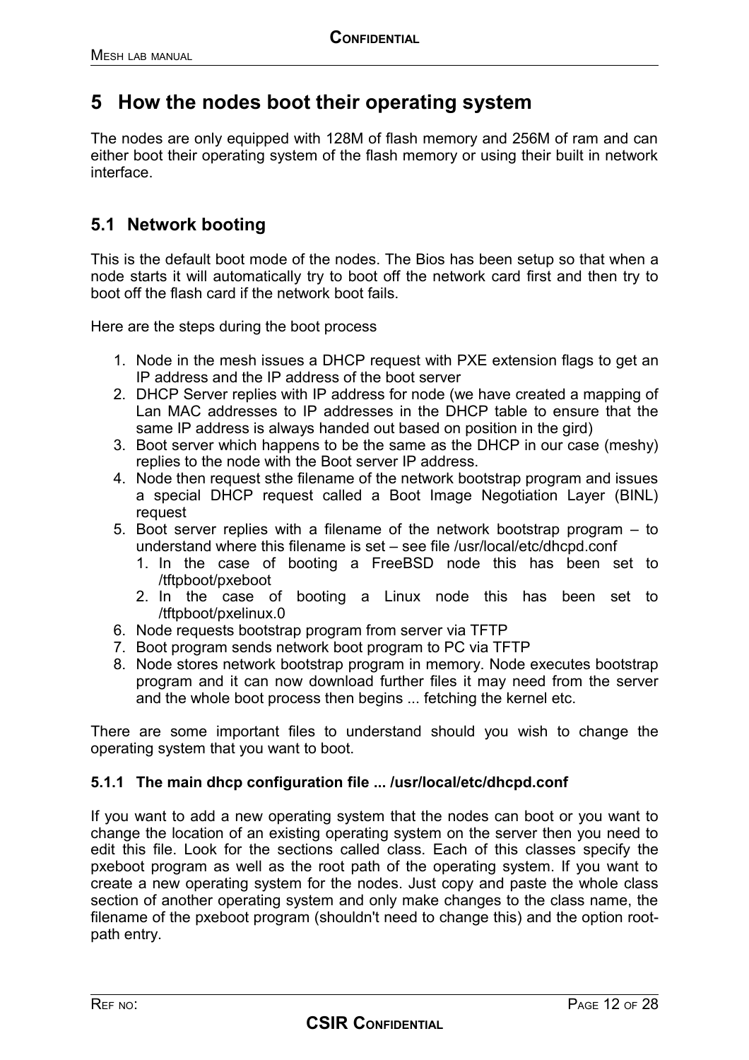# 5 How the nodes boot their operating system

The nodes are only equipped with 128M of flash memory and 256M of ram and can either boot their operating system of the flash memory or using their built in network interface.

## 5.1 Network booting

This is the default boot mode of the nodes. The Bios has been setup so that when a node starts it will automatically try to boot off the network card first and then try to boot off the flash card if the network boot fails.

Here are the steps during the boot process

1. Node in the mesh issues a DHCP request with PXE extension flags to get an IP address and the IP address of the boot server
2. DHCP Server replies with IP address for node (we have created a mapping of Lan MAC addresses to IP addresses in the DHCP table to ensure that the same IP address is always handed out based on position in the gird)
3. Boot server which happens to be the same as the DHCP in our case (meshy) replies to the node with the Boot server IP address.
4. Node then request sthe filename of the network bootstrap program and issues a special DHCP request called a Boot Image Negotiation Layer (BINL) request
5. Boot server replies with a filename of the network bootstrap program – to understand where this filename is set – see file /usr/local/etc/dhcpd.conf
   1. In the case of booting a FreeBSD node this has been set to /tftpboot/pxeboot
   2. In the case of booting a Linux node this has been set to /tftpboot/pxelinux.0
6. Node requests bootstrap program from server via TFTP
7. Boot program sends network boot program to PC via TFTP
8. Node stores network bootstrap program in memory. Node executes bootstrap program and it can now download further files it may need from the server and the whole boot process then begins ... fetching the kernel etc.

There are some important files to understand should you wish to change the operating system that you want to boot.

### 5.1.1 The main dhcp configuration file ... /usr/local/etc/dhcpd.conf

If you want to add a new operating system that the nodes can boot or you want to change the location of an existing operating system on the server then you need to edit this file. Look for the sections called class. Each of this classes specify the pxeboot program as well as the root path of the operating system. If you want to create a new operating system for the nodes. Just copy and paste the whole class section of another operating system and only make changes to the class name, the filename of the pxeboot program (shouldn't need to change this) and the option root-path entry.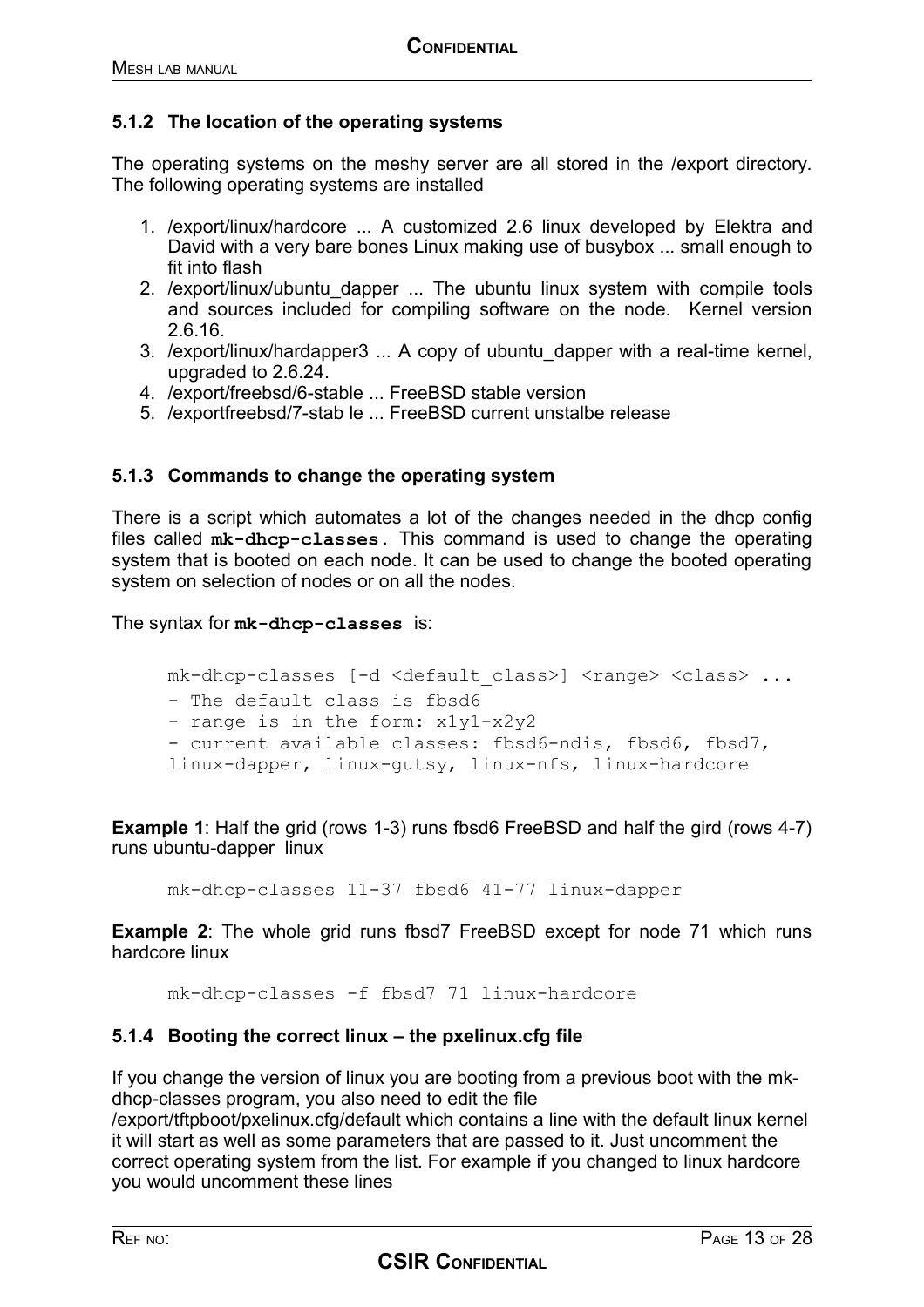### 5.1.2 The location of the operating systems

The operating systems on the meshy server are all stored in the /export directory. The following operating systems are installed

1. /export/linux/hardcore ... A customized 2.6 linux developed by Elektra and David with a very bare bones Linux making use of busybox ... small enough to fit into flash
2. /export/linux/ubuntu_dapper ... The ubuntu linux system with compile tools and sources included for compiling software on the node. Kernel version 2.6.16.
3. /export/linux/hardapper3 ... A copy of ubuntu_dapper with a real-time kernel, upgraded to 2.6.24.
4. /export/freebsd/6-stable ... FreeBSD stable version
5. /exportfreebsd/7-stab le ... FreeBSD current unstalbe release

### 5.1.3 Commands to change the operating system

There is a script which automates a lot of the changes needed in the dhcp config files called **mk-dhcp-classes.** This command is used to change the operating system that is booted on each node. It can be used to change the booted operating system on selection of nodes or on all the nodes.

The syntax for **mk-dhcp-classes** is:

```
mk-dhcp-classes [-d <default_class>] <range> <class> ...
- The default class is fbsd6
- range is in the form: x1y1-x2y2
- current available classes: fbsd6-ndis, fbsd6, fbsd7,
linux-dapper, linux-gutsy, linux-nfs, linux-hardcore
```

**Example 1**: Half the grid (rows 1-3) runs fbsd6 FreeBSD and half the gird (rows 4-7) runs ubuntu-dapper linux

```
mk-dhcp-classes 11-37 fbsd6 41-77 linux-dapper
```

**Example 2**: The whole grid runs fbsd7 FreeBSD except for node 71 which runs hardcore linux

```
mk-dhcp-classes -f fbsd7 71 linux-hardcore
```

### 5.1.4 Booting the correct linux – the pxelinux.cfg file

If you change the version of linux you are booting from a previous boot with the mk-dhcp-classes program, you also need to edit the file /export/tftpboot/pxelinux.cfg/default which contains a line with the default linux kernel it will start as well as some parameters that are passed to it. Just uncomment the correct operating system from the list. For example if you changed to linux hardcore you would uncomment these lines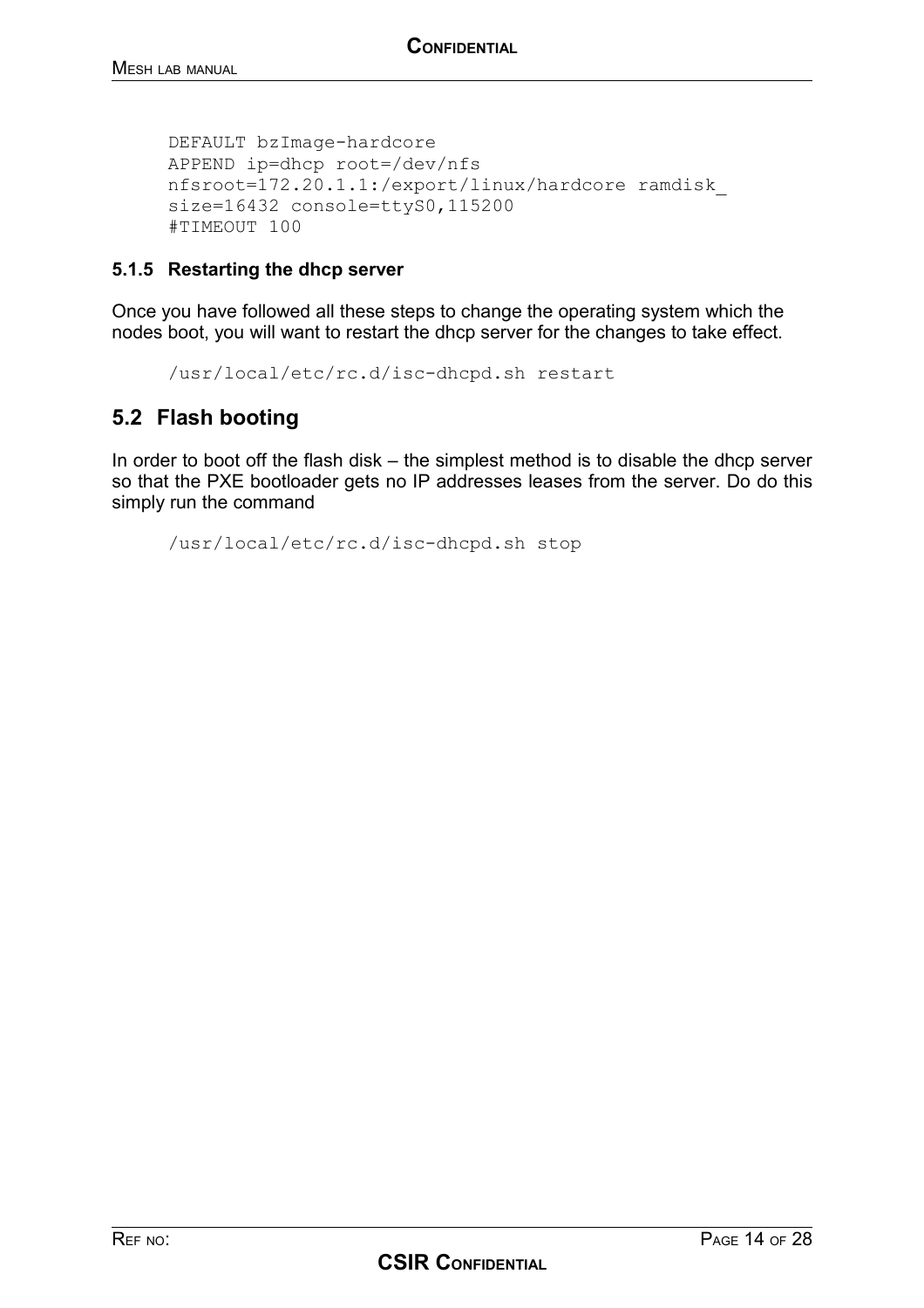```
DEFAULT bzImage-hardcore
APPEND ip=dhcp root=/dev/nfs
nfsroot=172.20.1.1:/export/linux/hardcore ramdisk_
size=16432 console=ttyS0,115200
#TIMEOUT 100
```

#### 5.1.5 Restarting the dhcp server

Once you have followed all these steps to change the operating system which the nodes boot, you will want to restart the dhcp server for the changes to take effect.

```
/usr/local/etc/rc.d/isc-dhcpd.sh restart
```

### 5.2 Flash booting

In order to boot off the flash disk – the simplest method is to disable the dhcp server so that the PXE bootloader gets no IP addresses leases from the server. Do do this simply run the command

```
/usr/local/etc/rc.d/isc-dhcpd.sh stop
```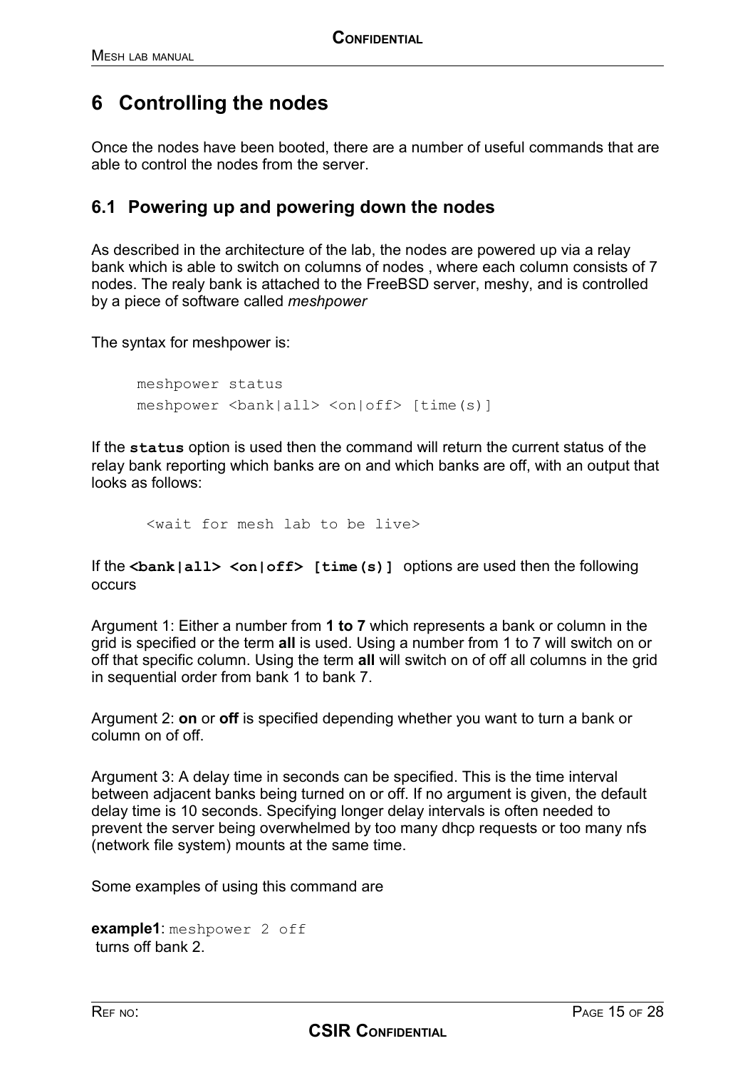# 6 Controlling the nodes

Once the nodes have been booted, there are a number of useful commands that are able to control the nodes from the server.

## 6.1 Powering up and powering down the nodes

As described in the architecture of the lab, the nodes are powered up via a relay bank which is able to switch on columns of nodes , where each column consists of 7 nodes. The realy bank is attached to the FreeBSD server, meshy, and is controlled by a piece of software called *meshpower*

The syntax for meshpower is:

```
meshpower status
meshpower <bank|all> <on|off> [time(s)]
```

If the **`status`** option is used then the command will return the current status of the relay bank reporting which banks are on and which banks are off, with an output that looks as follows:

```
<wait for mesh lab to be live>
```

If the **`<bank|all> <on|off> [time(s)]`** options are used then the following occurs

Argument 1: Either a number from **1 to 7** which represents a bank or column in the grid is specified or the term **all** is used. Using a number from 1 to 7 will switch on or off that specific column. Using the term **all** will switch on of off all columns in the grid in sequential order from bank 1 to bank 7.

Argument 2: **on** or **off** is specified depending whether you want to turn a bank or column on of off.

Argument 3: A delay time in seconds can be specified. This is the time interval between adjacent banks being turned on or off. If no argument is given, the default delay time is 10 seconds. Specifying longer delay intervals is often needed to prevent the server being overwhelmed by too many dhcp requests or too many nfs (network file system) mounts at the same time.

Some examples of using this command are

**example1**: `meshpower 2 off`
turns off bank 2.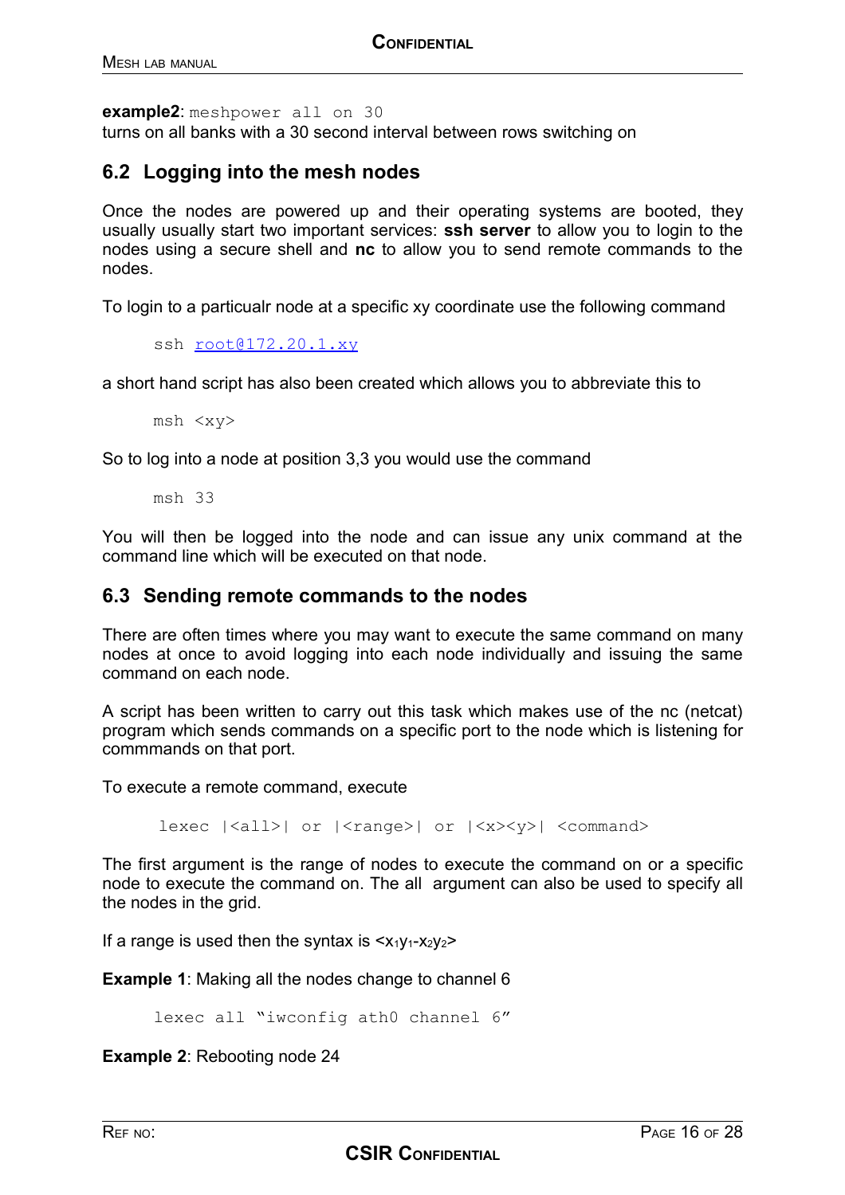**example2**: `meshpower all on 30`
turns on all banks with a 30 second interval between rows switching on

## 6.2 Logging into the mesh nodes

Once the nodes are powered up and their operating systems are booted, they usually usually start two important services: **ssh server** to allow you to login to the nodes using a secure shell and **nc** to allow you to send remote commands to the nodes.

To login to a particualr node at a specific xy coordinate use the following command

```
ssh root@172.20.1.xy
```

a short hand script has also been created which allows you to abbreviate this to

```
msh <xy>
```

So to log into a node at position 3,3 you would use the command

```
msh 33
```

You will then be logged into the node and can issue any unix command at the command line which will be executed on that node.

## 6.3 Sending remote commands to the nodes

There are often times where you may want to execute the same command on many nodes at once to avoid logging into each node individually and issuing the same command on each node.

A script has been written to carry out this task which makes use of the nc (netcat) program which sends commands on a specific port to the node which is listening for commmands on that port.

To execute a remote command, execute

```
lexec |<all>| or |<range>| or |<x><y>| <command>
```

The first argument is the range of nodes to execute the command on or a specific node to execute the command on. The all argument can also be used to specify all the nodes in the grid.

If a range is used then the syntax is <$x_1y_1$-$x_2y_2$>

**Example 1**: Making all the nodes change to channel 6

```
lexec all "iwconfig ath0 channel 6"
```

**Example 2**: Rebooting node 24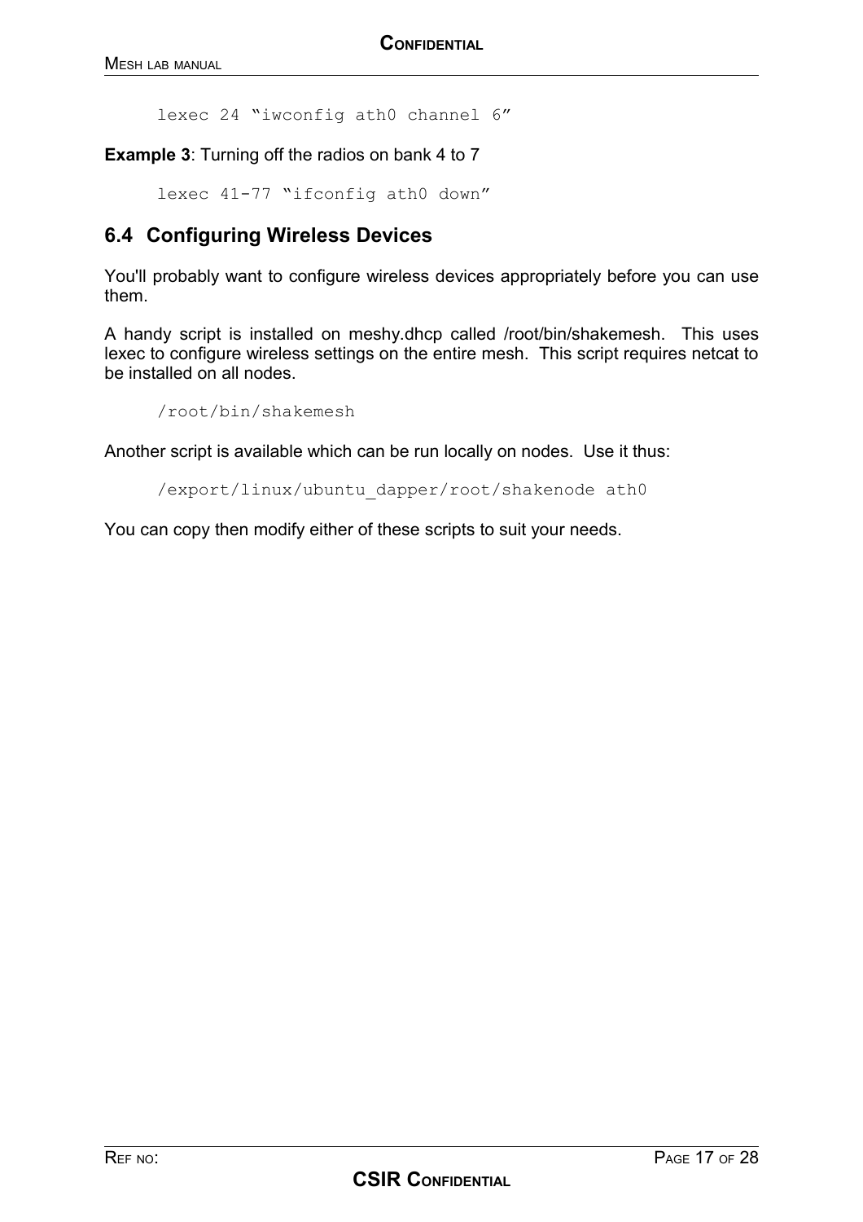```
lexec 24 "iwconfig ath0 channel 6"
```

**Example 3**: Turning off the radios on bank 4 to 7

```
lexec 41-77 "ifconfig ath0 down"
```

## 6.4 Configuring Wireless Devices

You'll probably want to configure wireless devices appropriately before you can use them.

A handy script is installed on meshy.dhcp called /root/bin/shakemesh. This uses lexec to configure wireless settings on the entire mesh. This script requires netcat to be installed on all nodes.

```
/root/bin/shakemesh
```

Another script is available which can be run locally on nodes. Use it thus:

```
/export/linux/ubuntu_dapper/root/shakenode ath0
```

You can copy then modify either of these scripts to suit your needs.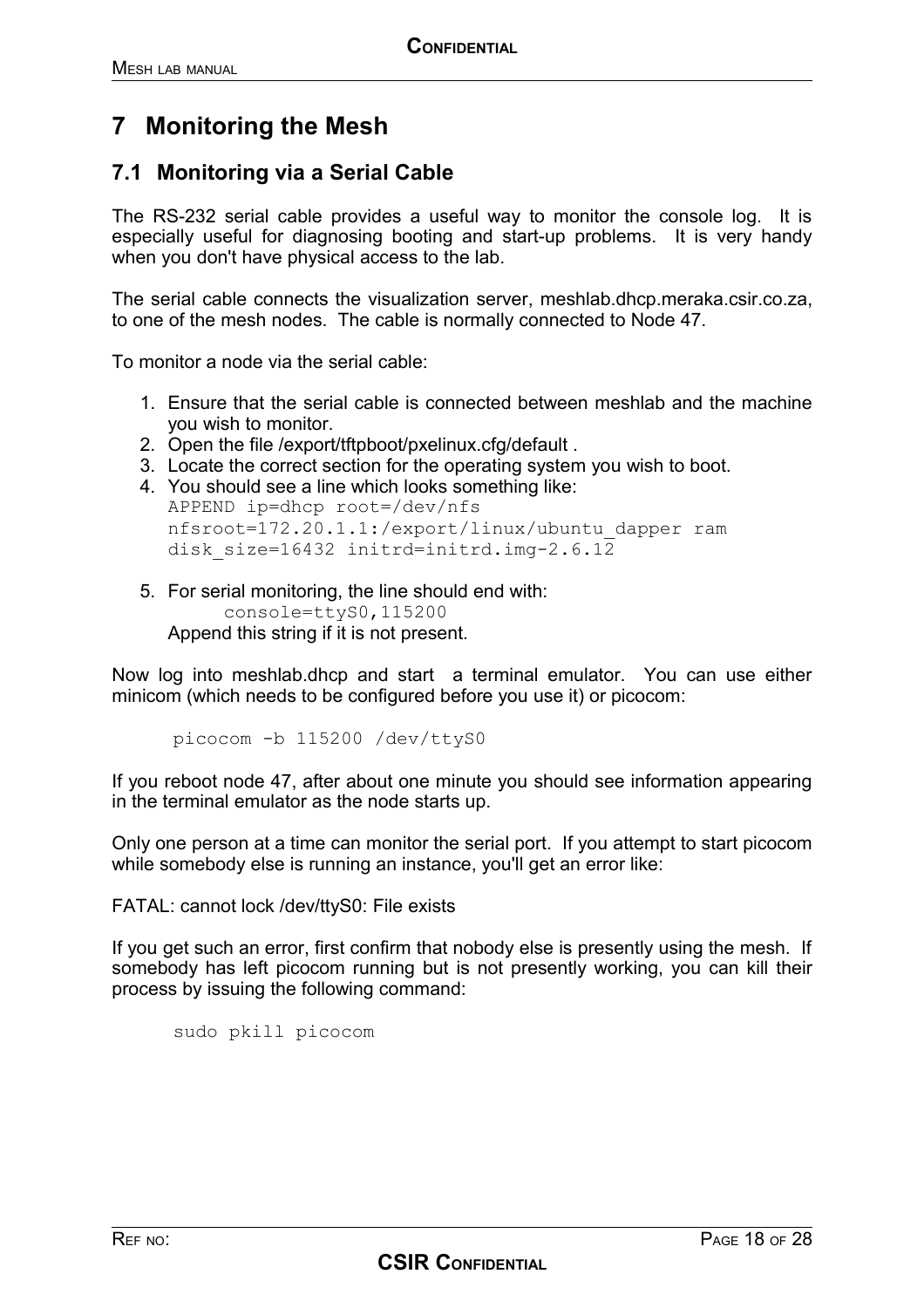# 7 Monitoring the Mesh

## 7.1 Monitoring via a Serial Cable

The RS-232 serial cable provides a useful way to monitor the console log. It is especially useful for diagnosing booting and start-up problems. It is very handy when you don't have physical access to the lab.

The serial cable connects the visualization server, meshlab.dhcp.meraka.csir.co.za, to one of the mesh nodes. The cable is normally connected to Node 47.

To monitor a node via the serial cable:

1. Ensure that the serial cable is connected between meshlab and the machine you wish to monitor.
2. Open the file /export/tftpboot/pxelinux.cfg/default .
3. Locate the correct section for the operating system you wish to boot.
4. You should see a line which looks something like:
   ```
   APPEND ip=dhcp root=/dev/nfs
   nfsroot=172.20.1.1:/export/linux/ubuntu_dapper ram
   disk_size=16432 initrd=initrd.img-2.6.12
   ```
5. For serial monitoring, the line should end with:
   ```
   console=ttyS0,115200
   ```
   Append this string if it is not present.

Now log into meshlab.dhcp and start a terminal emulator. You can use either minicom (which needs to be configured before you use it) or picocom:

```
picocom -b 115200 /dev/ttyS0
```

If you reboot node 47, after about one minute you should see information appearing in the terminal emulator as the node starts up.

Only one person at a time can monitor the serial port. If you attempt to start picocom while somebody else is running an instance, you'll get an error like:

FATAL: cannot lock /dev/ttyS0: File exists

If you get such an error, first confirm that nobody else is presently using the mesh. If somebody has left picocom running but is not presently working, you can kill their process by issuing the following command:

```
sudo pkill picocom
```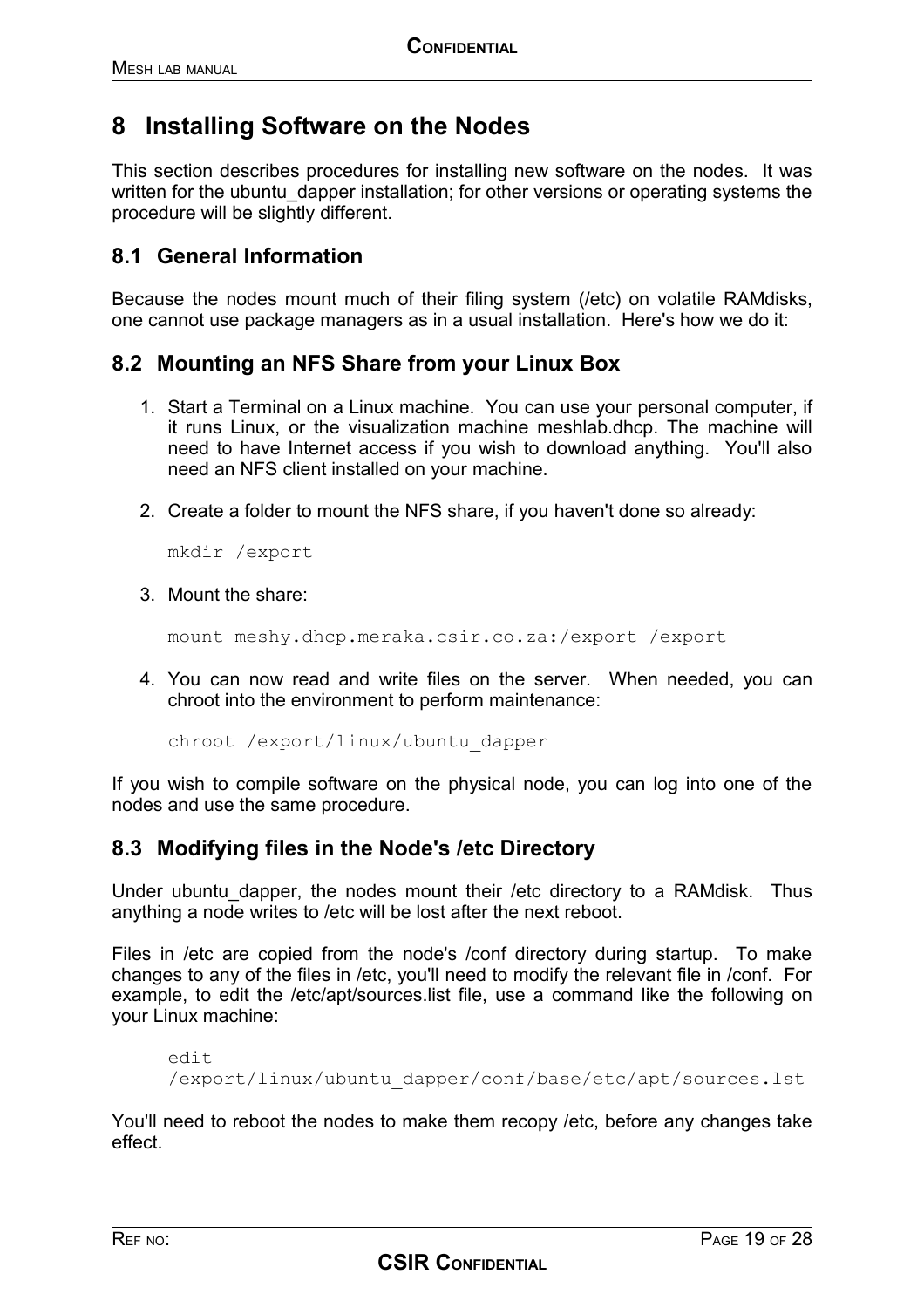# 8 Installing Software on the Nodes

This section describes procedures for installing new software on the nodes. It was written for the ubuntu_dapper installation; for other versions or operating systems the procedure will be slightly different.

## 8.1 General Information

Because the nodes mount much of their filing system (/etc) on volatile RAMdisks, one cannot use package managers as in a usual installation. Here's how we do it:

## 8.2 Mounting an NFS Share from your Linux Box

1. Start a Terminal on a Linux machine. You can use your personal computer, if it runs Linux, or the visualization machine meshlab.dhcp. The machine will need to have Internet access if you wish to download anything. You'll also need an NFS client installed on your machine.

2. Create a folder to mount the NFS share, if you haven't done so already:

   ```
   mkdir /export
   ```

3. Mount the share:

   ```
   mount meshy.dhcp.meraka.csir.co.za:/export /export
   ```

4. You can now read and write files on the server. When needed, you can chroot into the environment to perform maintenance:

   ```
   chroot /export/linux/ubuntu_dapper
   ```

If you wish to compile software on the physical node, you can log into one of the nodes and use the same procedure.

## 8.3 Modifying files in the Node's /etc Directory

Under ubuntu_dapper, the nodes mount their /etc directory to a RAMdisk. Thus anything a node writes to /etc will be lost after the next reboot.

Files in /etc are copied from the node's /conf directory during startup. To make changes to any of the files in /etc, you'll need to modify the relevant file in /conf. For example, to edit the /etc/apt/sources.list file, use a command like the following on your Linux machine:

```
edit
/export/linux/ubuntu_dapper/conf/base/etc/apt/sources.lst
```

You'll need to reboot the nodes to make them recopy /etc, before any changes take effect.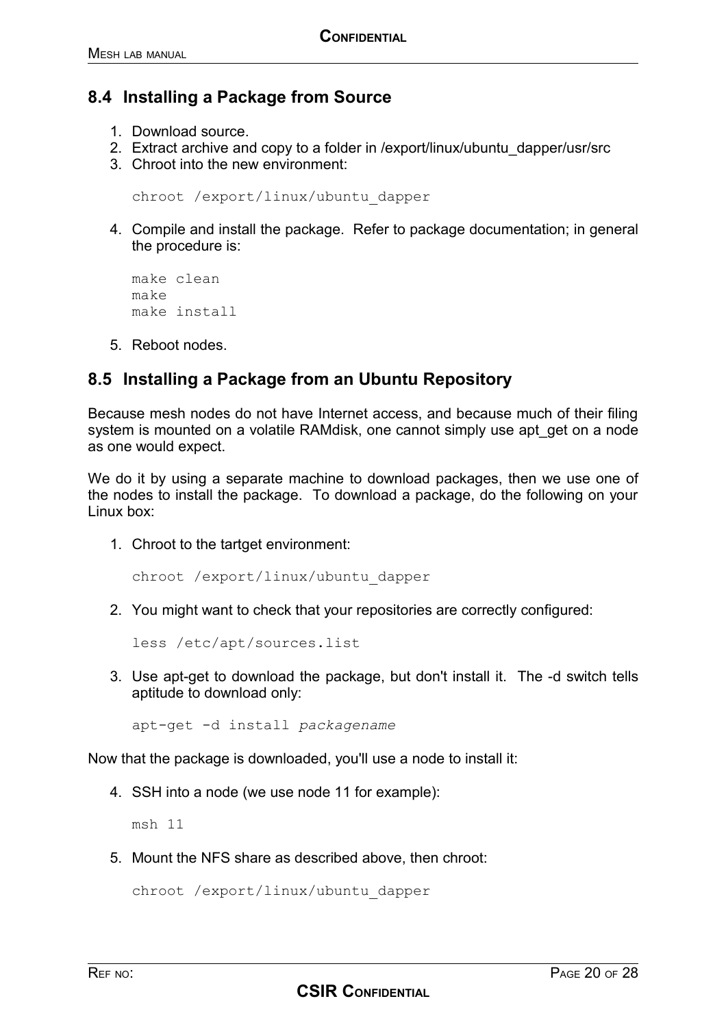## 8.4 Installing a Package from Source

1. Download source.
2. Extract archive and copy to a folder in /export/linux/ubuntu_dapper/usr/src
3. Chroot into the new environment:

   ```
   chroot /export/linux/ubuntu_dapper
   ```

4. Compile and install the package. Refer to package documentation; in general the procedure is:

   ```
   make clean
   make
   make install
   ```

5. Reboot nodes.

## 8.5 Installing a Package from an Ubuntu Repository

Because mesh nodes do not have Internet access, and because much of their filing system is mounted on a volatile RAMdisk, one cannot simply use apt_get on a node as one would expect.

We do it by using a separate machine to download packages, then we use one of the nodes to install the package. To download a package, do the following on your Linux box:

1. Chroot to the tartget environment:

   ```
   chroot /export/linux/ubuntu_dapper
   ```

2. You might want to check that your repositories are correctly configured:

   ```
   less /etc/apt/sources.list
   ```

3. Use apt-get to download the package, but don't install it. The -d switch tells aptitude to download only:

   ```
   apt-get -d install packagename
   ```

Now that the package is downloaded, you'll use a node to install it:

4. SSH into a node (we use node 11 for example):

   ```
   msh 11
   ```

5. Mount the NFS share as described above, then chroot:

   ```
   chroot /export/linux/ubuntu_dapper
   ```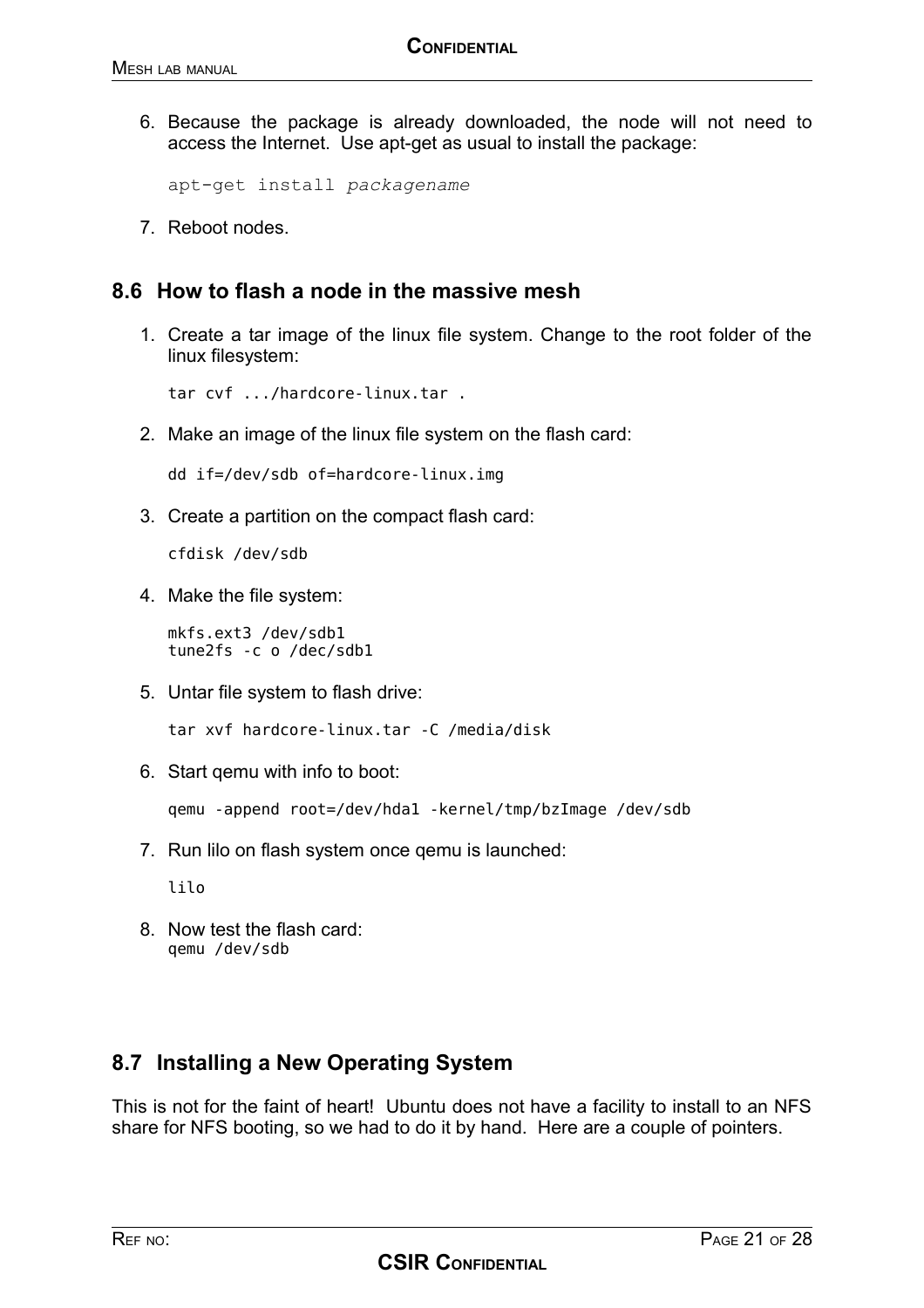6. Because the package is already downloaded, the node will not need to access the Internet. Use apt-get as usual to install the package:

   ```
   apt-get install packagename
   ```

7. Reboot nodes.

## 8.6 How to flash a node in the massive mesh

1. Create a tar image of the linux file system. Change to the root folder of the linux filesystem:

   ```
   tar cvf .../hardcore-linux.tar .
   ```

2. Make an image of the linux file system on the flash card:

   ```
   dd if=/dev/sdb of=hardcore-linux.img
   ```

3. Create a partition on the compact flash card:

   ```
   cfdisk /dev/sdb
   ```

4. Make the file system:

   ```
   mkfs.ext3 /dev/sdb1
   tune2fs -c o /dec/sdb1
   ```

5. Untar file system to flash drive:

   ```
   tar xvf hardcore-linux.tar -C /media/disk
   ```

6. Start qemu with info to boot:

   ```
   qemu -append root=/dev/hda1 -kernel/tmp/bzImage /dev/sdb
   ```

7. Run lilo on flash system once qemu is launched:

   ```
   lilo
   ```

8. Now test the flash card:
   ```
   qemu /dev/sdb
   ```

## 8.7 Installing a New Operating System

This is not for the faint of heart! Ubuntu does not have a facility to install to an NFS share for NFS booting, so we had to do it by hand. Here are a couple of pointers.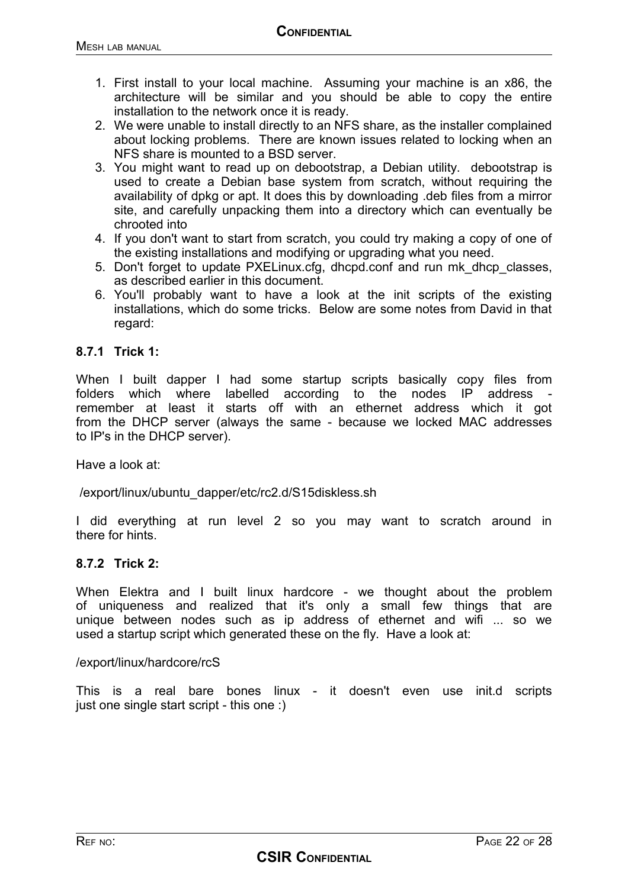1. First install to your local machine. Assuming your machine is an x86, the architecture will be similar and you should be able to copy the entire installation to the network once it is ready.
2. We were unable to install directly to an NFS share, as the installer complained about locking problems. There are known issues related to locking when an NFS share is mounted to a BSD server.
3. You might want to read up on debootstrap, a Debian utility. debootstrap is used to create a Debian base system from scratch, without requiring the availability of dpkg or apt. It does this by downloading .deb files from a mirror site, and carefully unpacking them into a directory which can eventually be chrooted into
4. If you don't want to start from scratch, you could try making a copy of one of the existing installations and modifying or upgrading what you need.
5. Don't forget to update PXELinux.cfg, dhcpd.conf and run mk_dhcp_classes, as described earlier in this document.
6. You'll probably want to have a look at the init scripts of the existing installations, which do some tricks. Below are some notes from David in that regard:

### 8.7.1 Trick 1:

When I built dapper I had some startup scripts basically copy files from folders which where labelled according to the nodes IP address - remember at least it starts off with an ethernet address which it got from the DHCP server (always the same - because we locked MAC addresses to IP's in the DHCP server).

Have a look at:

/export/linux/ubuntu_dapper/etc/rc2.d/S15diskless.sh

I did everything at run level 2 so you may want to scratch around in there for hints.

### 8.7.2 Trick 2:

When Elektra and I built linux hardcore - we thought about the problem of uniqueness and realized that it's only a small few things that are unique between nodes such as ip address of ethernet and wifi ... so we used a startup script which generated these on the fly. Have a look at:

/export/linux/hardcore/rcS

This is a real bare bones linux - it doesn't even use init.d scripts just one single start script - this one :)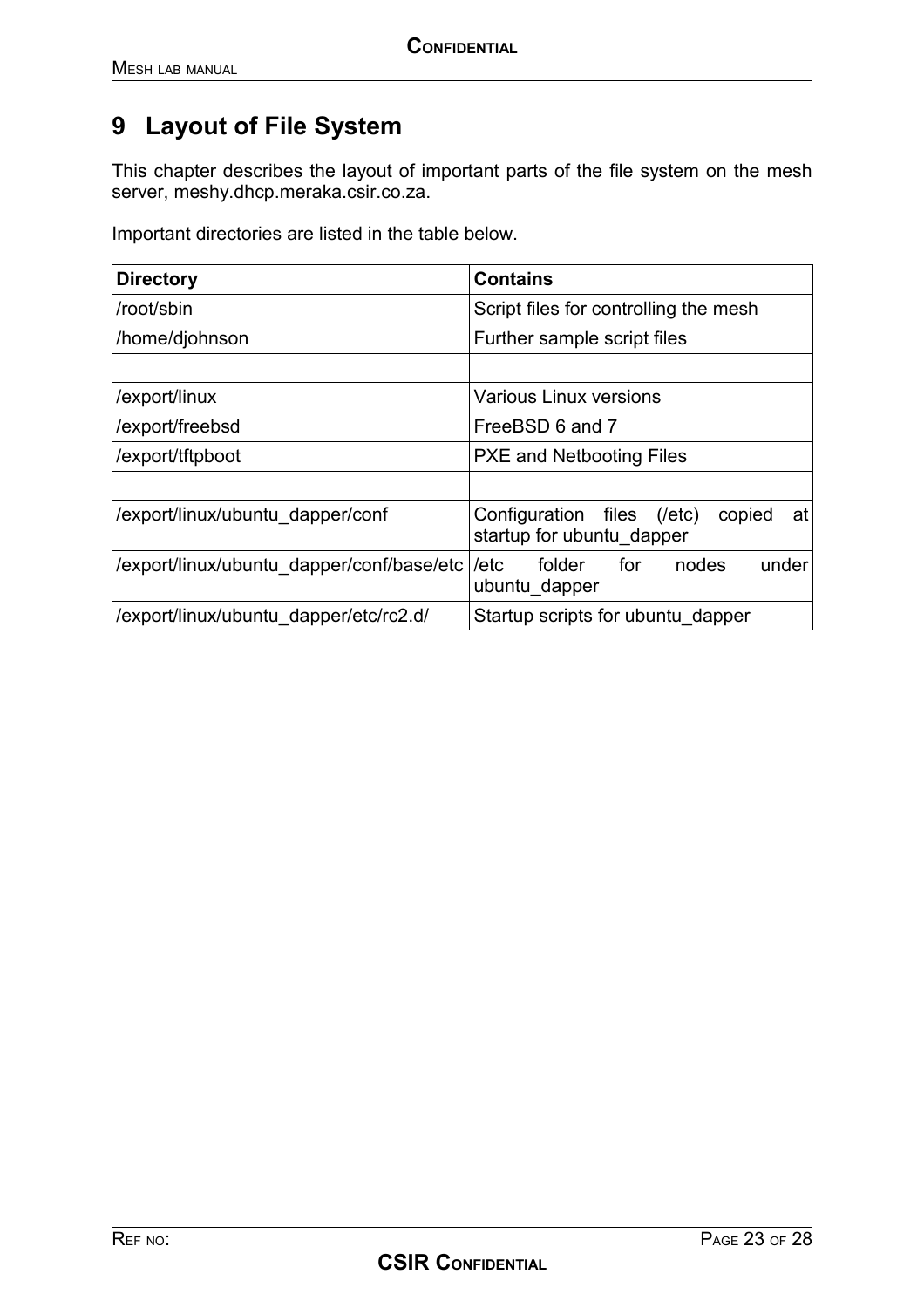# 9 Layout of File System

This chapter describes the layout of important parts of the file system on the mesh server, meshy.dhcp.meraka.csir.co.za.

Important directories are listed in the table below.

| **Directory** | **Contains** |
|---|---|
| /root/sbin | Script files for controlling the mesh |
| /home/djohnson | Further sample script files |
| | |
| /export/linux | Various Linux versions |
| /export/freebsd | FreeBSD 6 and 7 |
| /export/tftpboot | PXE and Netbooting Files |
| | |
| /export/linux/ubuntu_dapper/conf | Configuration files (/etc) copied at startup for ubuntu_dapper |
| /export/linux/ubuntu_dapper/conf/base/etc | /etc folder for nodes under ubuntu_dapper |
| /export/linux/ubuntu_dapper/etc/rc2.d/ | Startup scripts for ubuntu_dapper |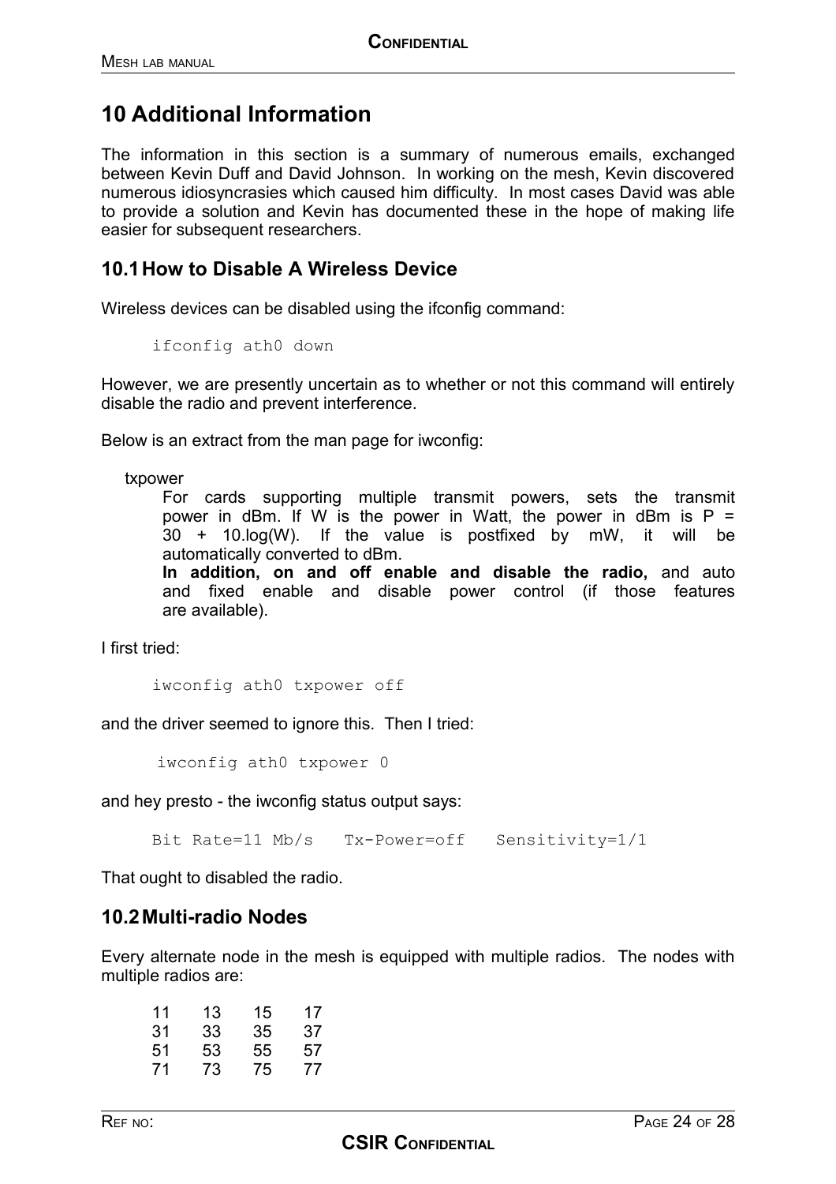# 10 Additional Information

The information in this section is a summary of numerous emails, exchanged between Kevin Duff and David Johnson. In working on the mesh, Kevin discovered numerous idiosyncrasies which caused him difficulty. In most cases David was able to provide a solution and Kevin has documented these in the hope of making life easier for subsequent researchers.

## 10.1 How to Disable A Wireless Device

Wireless devices can be disabled using the ifconfig command:

```
ifconfig ath0 down
```

However, we are presently uncertain as to whether or not this command will entirely disable the radio and prevent interference.

Below is an extract from the man page for iwconfig:

> txpower
>
> For cards supporting multiple transmit powers, sets the transmit power in dBm. If W is the power in Watt, the power in dBm is P = 30 + 10.log(W). If the value is postfixed by mW, it will be automatically converted to dBm.
> **In addition, on and off enable and disable the radio,** and auto and fixed enable and disable power control (if those features are available).

I first tried:

```
iwconfig ath0 txpower off
```

and the driver seemed to ignore this. Then I tried:

```
iwconfig ath0 txpower 0
```

and hey presto - the iwconfig status output says:

```
Bit Rate=11 Mb/s   Tx-Power=off   Sensitivity=1/1
```

That ought to disabled the radio.

## 10.2 Multi-radio Nodes

Every alternate node in the mesh is equipped with multiple radios. The nodes with multiple radios are:

| | | | |
|---|---|---|---|
| 11 | 13 | 15 | 17 |
| 31 | 33 | 35 | 37 |
| 51 | 53 | 55 | 57 |
| 71 | 73 | 75 | 77 |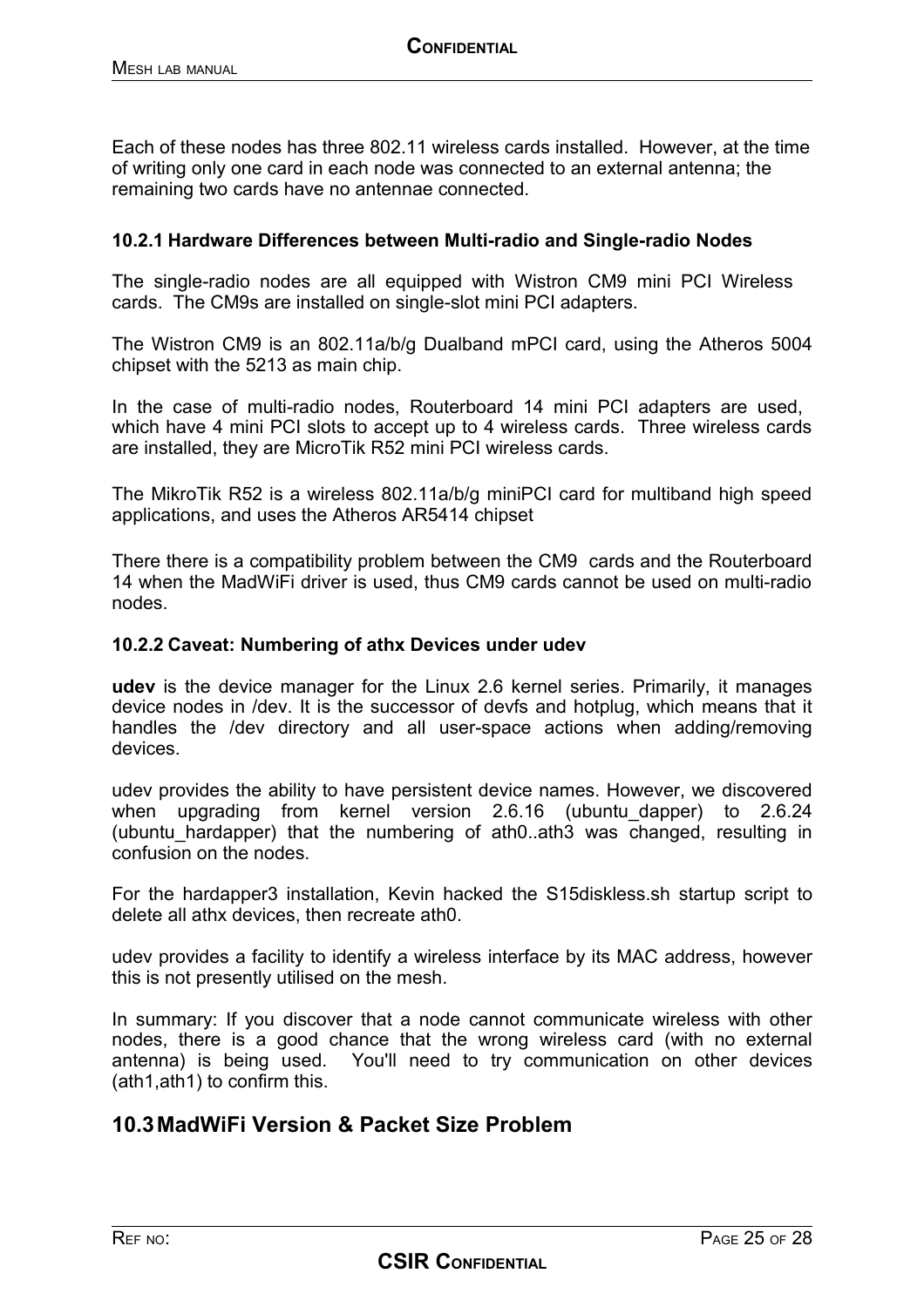Each of these nodes has three 802.11 wireless cards installed. However, at the time of writing only one card in each node was connected to an external antenna; the remaining two cards have no antennae connected.

### 10.2.1 Hardware Differences between Multi-radio and Single-radio Nodes

The single-radio nodes are all equipped with Wistron CM9 mini PCI Wireless cards. The CM9s are installed on single-slot mini PCI adapters.

The Wistron CM9 is an 802.11a/b/g Dualband mPCI card, using the Atheros 5004 chipset with the 5213 as main chip.

In the case of multi-radio nodes, Routerboard 14 mini PCI adapters are used, which have 4 mini PCI slots to accept up to 4 wireless cards. Three wireless cards are installed, they are MicroTik R52 mini PCI wireless cards.

The MikroTik R52 is a wireless 802.11a/b/g miniPCI card for multiband high speed applications, and uses the Atheros AR5414 chipset

There there is a compatibility problem between the CM9 cards and the Routerboard 14 when the MadWiFi driver is used, thus CM9 cards cannot be used on multi-radio nodes.

### 10.2.2 Caveat: Numbering of athx Devices under udev

**udev** is the device manager for the Linux 2.6 kernel series. Primarily, it manages device nodes in /dev. It is the successor of devfs and hotplug, which means that it handles the /dev directory and all user-space actions when adding/removing devices.

udev provides the ability to have persistent device names. However, we discovered when upgrading from kernel version 2.6.16 (ubuntu_dapper) to 2.6.24 (ubuntu_hardapper) that the numbering of ath0..ath3 was changed, resulting in confusion on the nodes.

For the hardapper3 installation, Kevin hacked the S15diskless.sh startup script to delete all athx devices, then recreate ath0.

udev provides a facility to identify a wireless interface by its MAC address, however this is not presently utilised on the mesh.

In summary: If you discover that a node cannot communicate wireless with other nodes, there is a good chance that the wrong wireless card (with no external antenna) is being used. You'll need to try communication on other devices (ath1,ath1) to confirm this.

## 10.3 MadWiFi Version & Packet Size Problem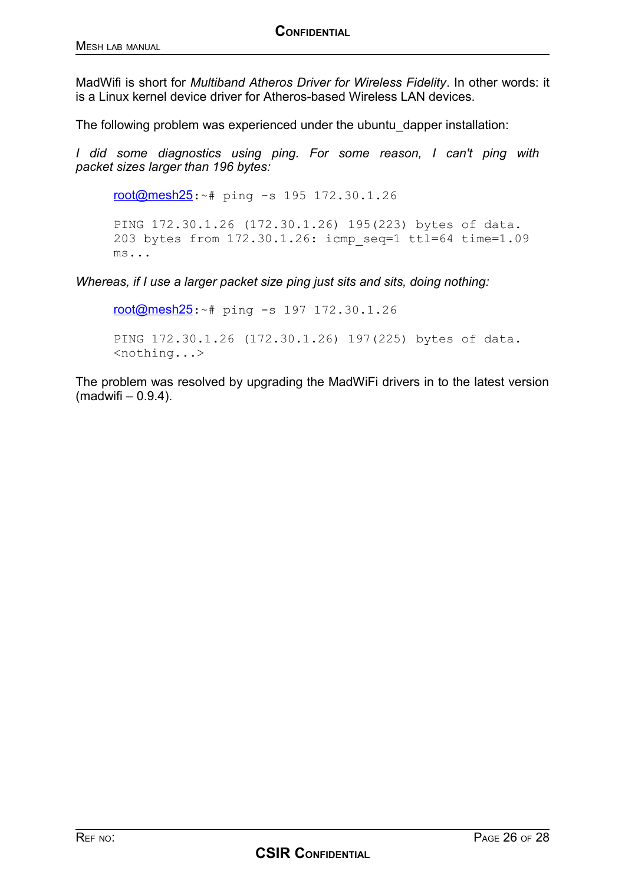MadWifi is short for *Multiband Atheros Driver for Wireless Fidelity*. In other words: it is a Linux kernel device driver for Atheros-based Wireless LAN devices.

The following problem was experienced under the ubuntu_dapper installation:

*I did some diagnostics using ping. For some reason, I can't ping with packet sizes larger than 196 bytes:*

```
root@mesh25:~# ping -s 195 172.30.1.26

PING 172.30.1.26 (172.30.1.26) 195(223) bytes of data.
203 bytes from 172.30.1.26: icmp_seq=1 ttl=64 time=1.09
ms...
```

*Whereas, if I use a larger packet size ping just sits and sits, doing nothing:*

```
root@mesh25:~# ping -s 197 172.30.1.26

PING 172.30.1.26 (172.30.1.26) 197(225) bytes of data.
<nothing...>
```

The problem was resolved by upgrading the MadWiFi drivers in to the latest version (madwifi – 0.9.4).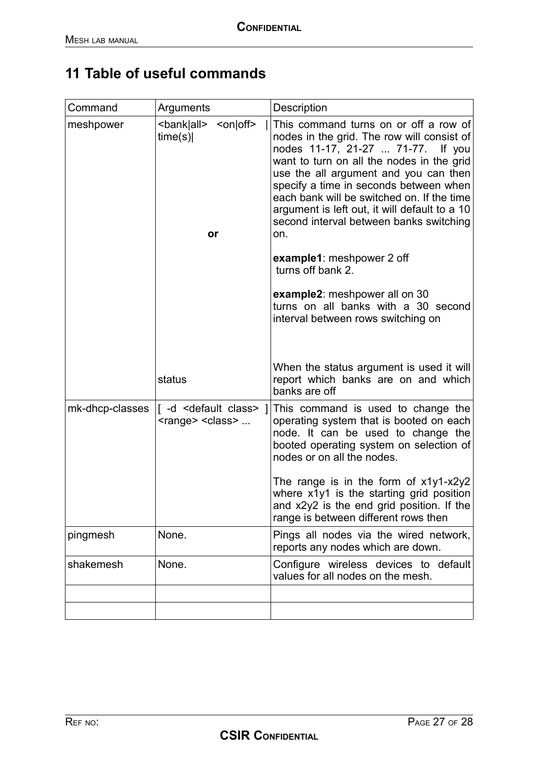# 11 Table of useful commands

| Command | Arguments | Description |
|---|---|---|
| meshpower | <bank\|all> <on\|off> \| time(s)\|<br><br>**or**<br><br>status | This command turns on or off a row of nodes in the grid. The row will consist of nodes 11-17, 21-27 ... 71-77. If you want to turn on all the nodes in the grid use the all argument and you can then specify a time in seconds between when each bank will be switched on. If the time argument is left out, it will default to a 10 second interval between banks switching on.<br><br>**example1**: meshpower 2 off<br>turns off bank 2.<br><br>**example2**: meshpower all on 30<br>turns on all banks with a 30 second interval between rows switching on<br><br>When the status argument is used it will report which banks are on and which banks are off |
| mk-dhcp-classes | [ -d <default class> ] <range> <class> ... | This command is used to change the operating system that is booted on each node. It can be used to change the booted operating system on selection of nodes or on all the nodes.<br><br>The range is in the form of x1y1-x2y2 where x1y1 is the starting grid position and x2y2 is the end grid position. If the range is between different rows then |
| pingmesh | None. | Pings all nodes via the wired network, reports any nodes which are down. |
| shakemesh | None. | Configure wireless devices to default values for all nodes on the mesh. |
| | | |
| | | |